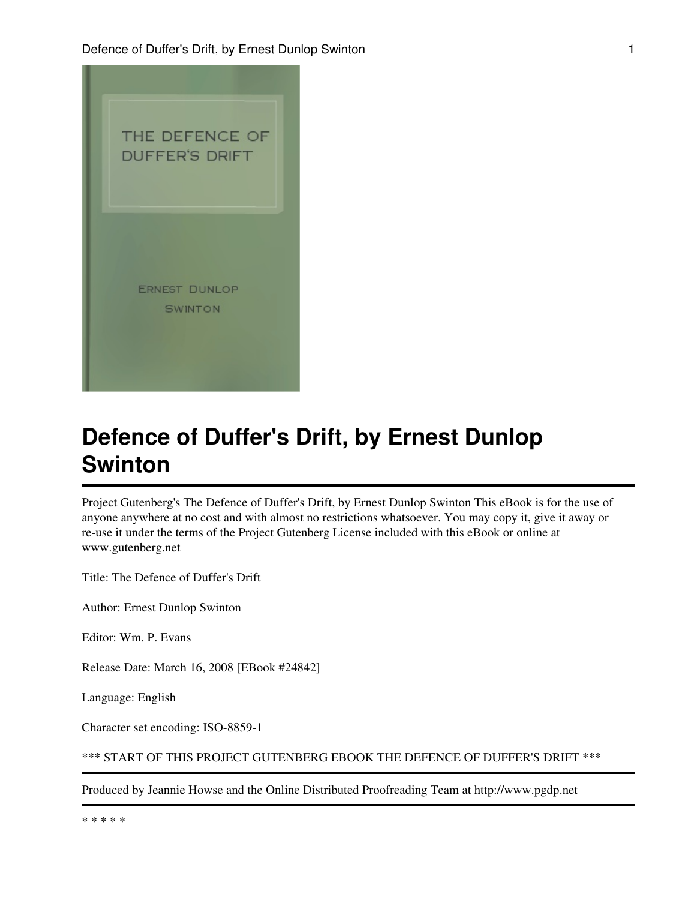# Defence of Duffer's Drift, by Ernest Dunlop Swinton

Project Gutenberg's The Defence of Duffer's Drift, by Ernest Dunlop Swinton This eBook is for the use of anyone anywhere at no cost and with almost no restrictions whatsoever. You may copy it, give it away or re-use it under the terms of the Project Gutenberg License included with this eBook or online at www.gutenberg.net

Title: The Defence of Duffer's Drift

Author: Ernest Dunlop Swinton

Editor: Wm. P. Evans

Release Date: March 16, 2008 [EBook #24842]

Language: English

Character set encoding: ISO-8859-1

*** START OF THIS PROJECT GUTENBERG EBOOK THE DEFENCE OF DUFFER'S DRIFT ***

---

Produced by Jeannie Howse and the Online Distributed Proofreading Team at http://www.pgdp.net

---

* * * * *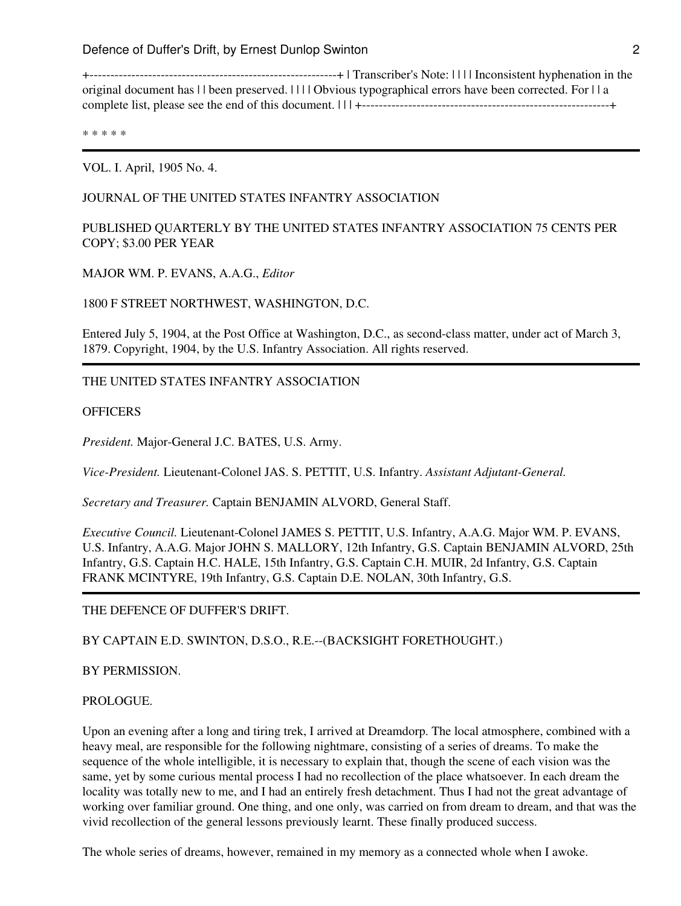+-----------------------------------------------------------+ | Transcriber's Note: | | | | Inconsistent hyphenation in the original document has | | been preserved. | | | | Obvious typographical errors have been corrected. For | | a complete list, please see the end of this document. | | | +-----------------------------------------------------------+

* * * * *

---

VOL. I. April, 1905 No. 4.

JOURNAL OF THE UNITED STATES INFANTRY ASSOCIATION

PUBLISHED QUARTERLY BY THE UNITED STATES INFANTRY ASSOCIATION 75 CENTS PER COPY; $3.00 PER YEAR

MAJOR WM. P. EVANS, A.A.G., *Editor*

1800 F STREET NORTHWEST, WASHINGTON, D.C.

Entered July 5, 1904, at the Post Office at Washington, D.C., as second-class matter, under act of March 3, 1879. Copyright, 1904, by the U.S. Infantry Association. All rights reserved.

---

THE UNITED STATES INFANTRY ASSOCIATION

OFFICERS

*President.* Major-General J.C. BATES, U.S. Army.

*Vice-President.* Lieutenant-Colonel JAS. S. PETTIT, U.S. Infantry. *Assistant Adjutant-General.*

*Secretary and Treasurer.* Captain BENJAMIN ALVORD, General Staff.

*Executive Council.* Lieutenant-Colonel JAMES S. PETTIT, U.S. Infantry, A.A.G. Major WM. P. EVANS, U.S. Infantry, A.A.G. Major JOHN S. MALLORY, 12th Infantry, G.S. Captain BENJAMIN ALVORD, 25th Infantry, G.S. Captain H.C. HALE, 15th Infantry, G.S. Captain C.H. MUIR, 2d Infantry, G.S. Captain FRANK MCINTYRE, 19th Infantry, G.S. Captain D.E. NOLAN, 30th Infantry, G.S.

---

THE DEFENCE OF DUFFER'S DRIFT.

BY CAPTAIN E.D. SWINTON, D.S.O., R.E.--(BACKSIGHT FORETHOUGHT.)

BY PERMISSION.

PROLOGUE.

Upon an evening after a long and tiring trek, I arrived at Dreamdorp. The local atmosphere, combined with a heavy meal, are responsible for the following nightmare, consisting of a series of dreams. To make the sequence of the whole intelligible, it is necessary to explain that, though the scene of each vision was the same, yet by some curious mental process I had no recollection of the place whatsoever. In each dream the locality was totally new to me, and I had an entirely fresh detachment. Thus I had not the great advantage of working over familiar ground. One thing, and one only, was carried on from dream to dream, and that was the vivid recollection of the general lessons previously learnt. These finally produced success.

The whole series of dreams, however, remained in my memory as a connected whole when I awoke.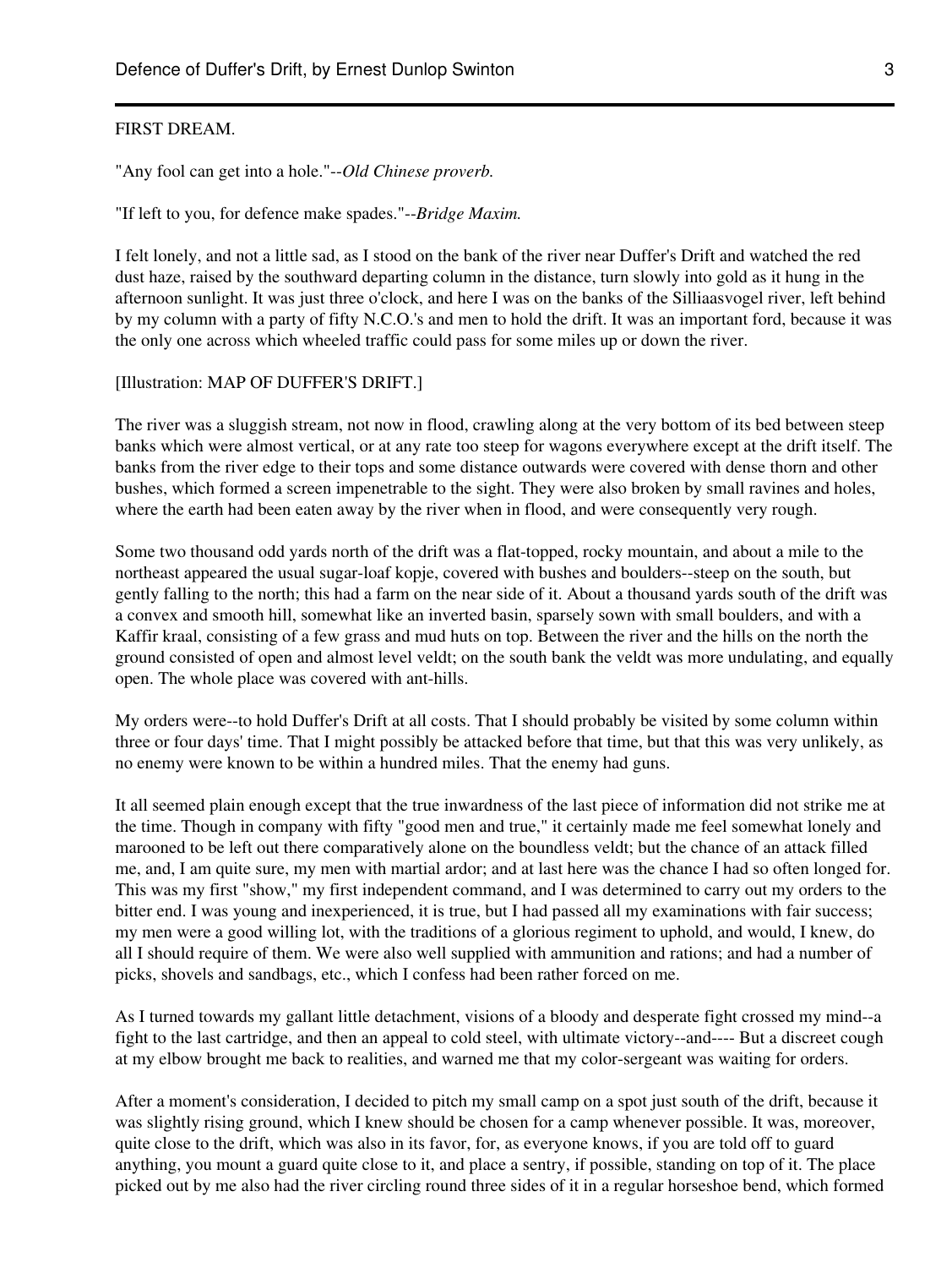## FIRST DREAM.

"Any fool can get into a hole."--*Old Chinese proverb.*

"If left to you, for defence make spades."--*Bridge Maxim.*

I felt lonely, and not a little sad, as I stood on the bank of the river near Duffer's Drift and watched the red dust haze, raised by the southward departing column in the distance, turn slowly into gold as it hung in the afternoon sunlight. It was just three o'clock, and here I was on the banks of the Silliaasvogel river, left behind by my column with a party of fifty N.C.O.'s and men to hold the drift. It was an important ford, because it was the only one across which wheeled traffic could pass for some miles up or down the river.

[Illustration: MAP OF DUFFER'S DRIFT.]

The river was a sluggish stream, not now in flood, crawling along at the very bottom of its bed between steep banks which were almost vertical, or at any rate too steep for wagons everywhere except at the drift itself. The banks from the river edge to their tops and some distance outwards were covered with dense thorn and other bushes, which formed a screen impenetrable to the sight. They were also broken by small ravines and holes, where the earth had been eaten away by the river when in flood, and were consequently very rough.

Some two thousand odd yards north of the drift was a flat-topped, rocky mountain, and about a mile to the northeast appeared the usual sugar-loaf kopje, covered with bushes and boulders--steep on the south, but gently falling to the north; this had a farm on the near side of it. About a thousand yards south of the drift was a convex and smooth hill, somewhat like an inverted basin, sparsely sown with small boulders, and with a Kaffir kraal, consisting of a few grass and mud huts on top. Between the river and the hills on the north the ground consisted of open and almost level veldt; on the south bank the veldt was more undulating, and equally open. The whole place was covered with ant-hills.

My orders were--to hold Duffer's Drift at all costs. That I should probably be visited by some column within three or four days' time. That I might possibly be attacked before that time, but that this was very unlikely, as no enemy were known to be within a hundred miles. That the enemy had guns.

It all seemed plain enough except that the true inwardness of the last piece of information did not strike me at the time. Though in company with fifty "good men and true," it certainly made me feel somewhat lonely and marooned to be left out there comparatively alone on the boundless veldt; but the chance of an attack filled me, and, I am quite sure, my men with martial ardor; and at last here was the chance I had so often longed for. This was my first "show," my first independent command, and I was determined to carry out my orders to the bitter end. I was young and inexperienced, it is true, but I had passed all my examinations with fair success; my men were a good willing lot, with the traditions of a glorious regiment to uphold, and would, I knew, do all I should require of them. We were also well supplied with ammunition and rations; and had a number of picks, shovels and sandbags, etc., which I confess had been rather forced on me.

As I turned towards my gallant little detachment, visions of a bloody and desperate fight crossed my mind--a fight to the last cartridge, and then an appeal to cold steel, with ultimate victory--and---- But a discreet cough at my elbow brought me back to realities, and warned me that my color-sergeant was waiting for orders.

After a moment's consideration, I decided to pitch my small camp on a spot just south of the drift, because it was slightly rising ground, which I knew should be chosen for a camp whenever possible. It was, moreover, quite close to the drift, which was also in its favor, for, as everyone knows, if you are told off to guard anything, you mount a guard quite close to it, and place a sentry, if possible, standing on top of it. The place picked out by me also had the river circling round three sides of it in a regular horseshoe bend, which formed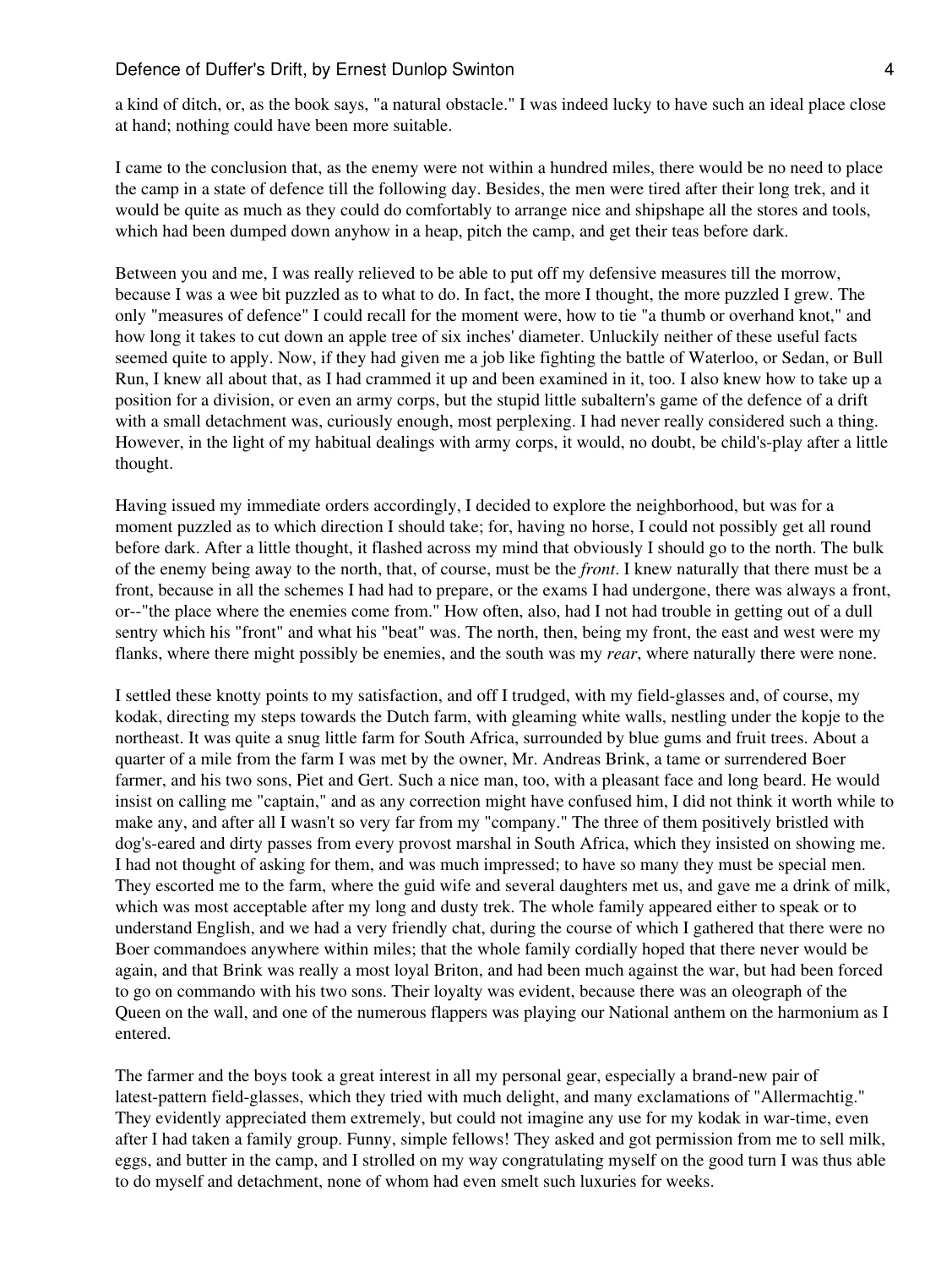a kind of ditch, or, as the book says, "a natural obstacle." I was indeed lucky to have such an ideal place close at hand; nothing could have been more suitable.

I came to the conclusion that, as the enemy were not within a hundred miles, there would be no need to place the camp in a state of defence till the following day. Besides, the men were tired after their long trek, and it would be quite as much as they could do comfortably to arrange nice and shipshape all the stores and tools, which had been dumped down anyhow in a heap, pitch the camp, and get their teas before dark.

Between you and me, I was really relieved to be able to put off my defensive measures till the morrow, because I was a wee bit puzzled as to what to do. In fact, the more I thought, the more puzzled I grew. The only "measures of defence" I could recall for the moment were, how to tie "a thumb or overhand knot," and how long it takes to cut down an apple tree of six inches' diameter. Unluckily neither of these useful facts seemed quite to apply. Now, if they had given me a job like fighting the battle of Waterloo, or Sedan, or Bull Run, I knew all about that, as I had crammed it up and been examined in it, too. I also knew how to take up a position for a division, or even an army corps, but the stupid little subaltern's game of the defence of a drift with a small detachment was, curiously enough, most perplexing. I had never really considered such a thing. However, in the light of my habitual dealings with army corps, it would, no doubt, be child's-play after a little thought.

Having issued my immediate orders accordingly, I decided to explore the neighborhood, but was for a moment puzzled as to which direction I should take; for, having no horse, I could not possibly get all round before dark. After a little thought, it flashed across my mind that obviously I should go to the north. The bulk of the enemy being away to the north, that, of course, must be the *front*. I knew naturally that there must be a front, because in all the schemes I had had to prepare, or the exams I had undergone, there was always a front, or--"the place where the enemies come from." How often, also, had I not had trouble in getting out of a dull sentry which his "front" and what his "beat" was. The north, then, being my front, the east and west were my flanks, where there might possibly be enemies, and the south was my *rear*, where naturally there were none.

I settled these knotty points to my satisfaction, and off I trudged, with my field-glasses and, of course, my kodak, directing my steps towards the Dutch farm, with gleaming white walls, nestling under the kopje to the northeast. It was quite a snug little farm for South Africa, surrounded by blue gums and fruit trees. About a quarter of a mile from the farm I was met by the owner, Mr. Andreas Brink, a tame or surrendered Boer farmer, and his two sons, Piet and Gert. Such a nice man, too, with a pleasant face and long beard. He would insist on calling me "captain," and as any correction might have confused him, I did not think it worth while to make any, and after all I wasn't so very far from my "company." The three of them positively bristled with dog's-eared and dirty passes from every provost marshal in South Africa, which they insisted on showing me. I had not thought of asking for them, and was much impressed; to have so many they must be special men. They escorted me to the farm, where the guid wife and several daughters met us, and gave me a drink of milk, which was most acceptable after my long and dusty trek. The whole family appeared either to speak or to understand English, and we had a very friendly chat, during the course of which I gathered that there were no Boer commandoes anywhere within miles; that the whole family cordially hoped that there never would be again, and that Brink was really a most loyal Briton, and had been much against the war, but had been forced to go on commando with his two sons. Their loyalty was evident, because there was an oleograph of the Queen on the wall, and one of the numerous flappers was playing our National anthem on the harmonium as I entered.

The farmer and the boys took a great interest in all my personal gear, especially a brand-new pair of latest-pattern field-glasses, which they tried with much delight, and many exclamations of "Allermachtig." They evidently appreciated them extremely, but could not imagine any use for my kodak in war-time, even after I had taken a family group. Funny, simple fellows! They asked and got permission from me to sell milk, eggs, and butter in the camp, and I strolled on my way congratulating myself on the good turn I was thus able to do myself and detachment, none of whom had even smelt such luxuries for weeks.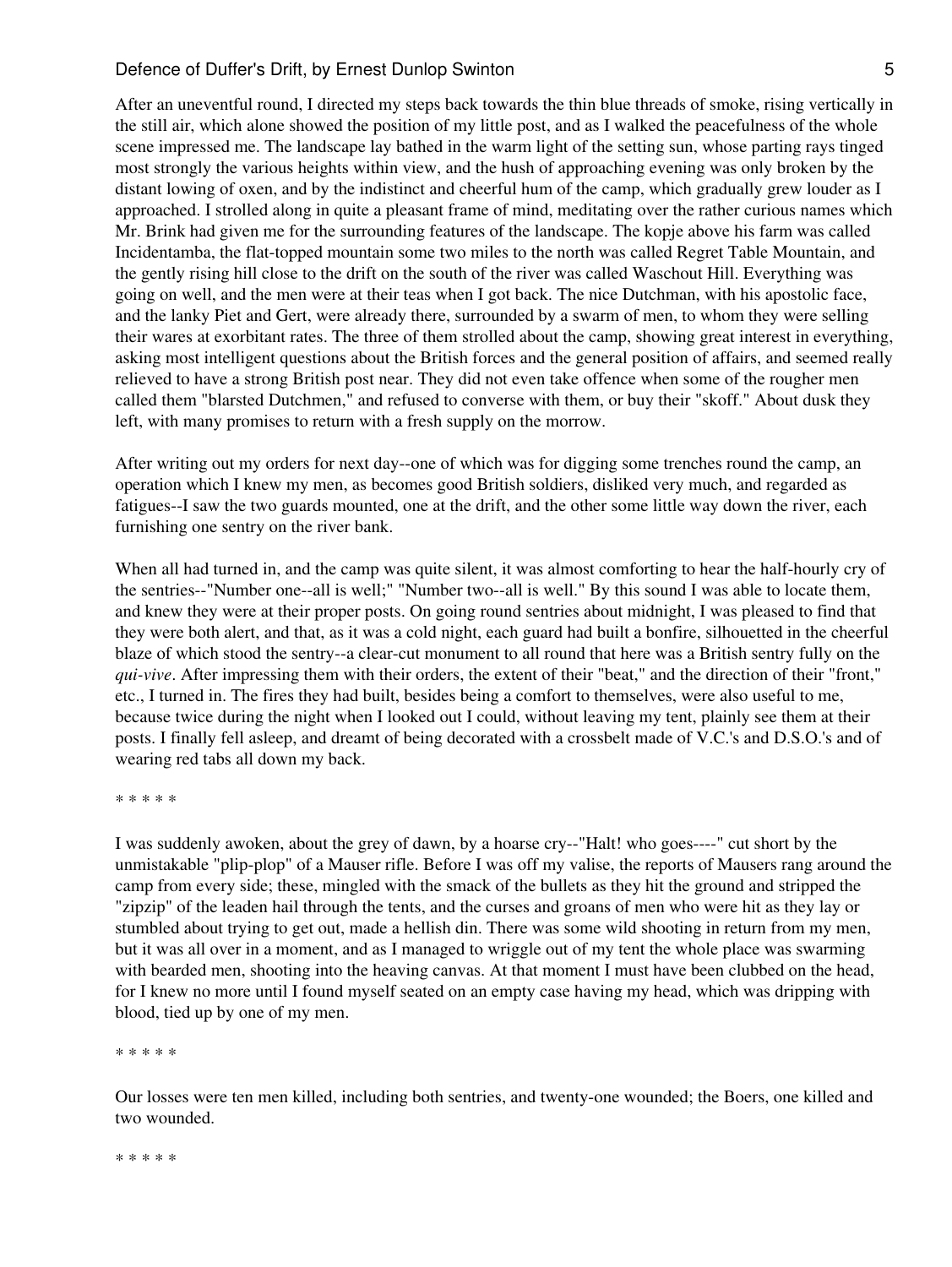After an uneventful round, I directed my steps back towards the thin blue threads of smoke, rising vertically in the still air, which alone showed the position of my little post, and as I walked the peacefulness of the whole scene impressed me. The landscape lay bathed in the warm light of the setting sun, whose parting rays tinged most strongly the various heights within view, and the hush of approaching evening was only broken by the distant lowing of oxen, and by the indistinct and cheerful hum of the camp, which gradually grew louder as I approached. I strolled along in quite a pleasant frame of mind, meditating over the rather curious names which Mr. Brink had given me for the surrounding features of the landscape. The kopje above his farm was called Incidentamba, the flat-topped mountain some two miles to the north was called Regret Table Mountain, and the gently rising hill close to the drift on the south of the river was called Waschout Hill. Everything was going on well, and the men were at their teas when I got back. The nice Dutchman, with his apostolic face, and the lanky Piet and Gert, were already there, surrounded by a swarm of men, to whom they were selling their wares at exorbitant rates. The three of them strolled about the camp, showing great interest in everything, asking most intelligent questions about the British forces and the general position of affairs, and seemed really relieved to have a strong British post near. They did not even take offence when some of the rougher men called them "blarsted Dutchmen," and refused to converse with them, or buy their "skoff." About dusk they left, with many promises to return with a fresh supply on the morrow.

After writing out my orders for next day--one of which was for digging some trenches round the camp, an operation which I knew my men, as becomes good British soldiers, disliked very much, and regarded as fatigues--I saw the two guards mounted, one at the drift, and the other some little way down the river, each furnishing one sentry on the river bank.

When all had turned in, and the camp was quite silent, it was almost comforting to hear the half-hourly cry of the sentries--"Number one--all is well;" "Number two--all is well." By this sound I was able to locate them, and knew they were at their proper posts. On going round sentries about midnight, I was pleased to find that they were both alert, and that, as it was a cold night, each guard had built a bonfire, silhouetted in the cheerful blaze of which stood the sentry--a clear-cut monument to all round that here was a British sentry fully on the *qui-vive*. After impressing them with their orders, the extent of their "beat," and the direction of their "front," etc., I turned in. The fires they had built, besides being a comfort to themselves, were also useful to me, because twice during the night when I looked out I could, without leaving my tent, plainly see them at their posts. I finally fell asleep, and dreamt of being decorated with a crossbelt made of V.C.'s and D.S.O.'s and of wearing red tabs all down my back.

\* \* \* \* \*

I was suddenly awoken, about the grey of dawn, by a hoarse cry--"Halt! who goes----" cut short by the unmistakable "plip-plop" of a Mauser rifle. Before I was off my valise, the reports of Mausers rang around the camp from every side; these, mingled with the smack of the bullets as they hit the ground and stripped the "zipzip" of the leaden hail through the tents, and the curses and groans of men who were hit as they lay or stumbled about trying to get out, made a hellish din. There was some wild shooting in return from my men, but it was all over in a moment, and as I managed to wriggle out of my tent the whole place was swarming with bearded men, shooting into the heaving canvas. At that moment I must have been clubbed on the head, for I knew no more until I found myself seated on an empty case having my head, which was dripping with blood, tied up by one of my men.

\* \* \* \* \*

Our losses were ten men killed, including both sentries, and twenty-one wounded; the Boers, one killed and two wounded.

\* \* \* \* \*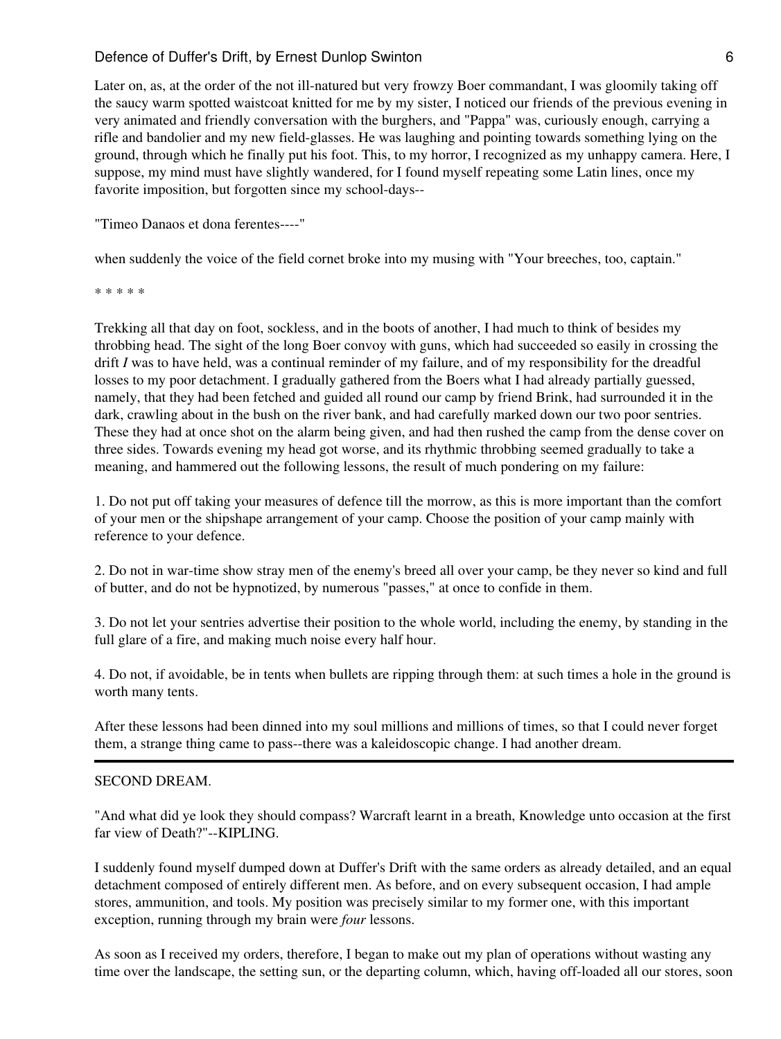Later on, as, at the order of the not ill-natured but very frowzy Boer commandant, I was gloomily taking off the saucy warm spotted waistcoat knitted for me by my sister, I noticed our friends of the previous evening in very animated and friendly conversation with the burghers, and "Pappa" was, curiously enough, carrying a rifle and bandolier and my new field-glasses. He was laughing and pointing towards something lying on the ground, through which he finally put his foot. This, to my horror, I recognized as my unhappy camera. Here, I suppose, my mind must have slightly wandered, for I found myself repeating some Latin lines, once my favorite imposition, but forgotten since my school-days--

"Timeo Danaos et dona ferentes----"

when suddenly the voice of the field cornet broke into my musing with "Your breeches, too, captain."

* * * * *

Trekking all that day on foot, sockless, and in the boots of another, I had much to think of besides my throbbing head. The sight of the long Boer convoy with guns, which had succeeded so easily in crossing the drift *I* was to have held, was a continual reminder of my failure, and of my responsibility for the dreadful losses to my poor detachment. I gradually gathered from the Boers what I had already partially guessed, namely, that they had been fetched and guided all round our camp by friend Brink, had surrounded it in the dark, crawling about in the bush on the river bank, and had carefully marked down our two poor sentries. These they had at once shot on the alarm being given, and had then rushed the camp from the dense cover on three sides. Towards evening my head got worse, and its rhythmic throbbing seemed gradually to take a meaning, and hammered out the following lessons, the result of much pondering on my failure:

1. Do not put off taking your measures of defence till the morrow, as this is more important than the comfort of your men or the shipshape arrangement of your camp. Choose the position of your camp mainly with reference to your defence.

2. Do not in war-time show stray men of the enemy's breed all over your camp, be they never so kind and full of butter, and do not be hypnotized, by numerous "passes," at once to confide in them.

3. Do not let your sentries advertise their position to the whole world, including the enemy, by standing in the full glare of a fire, and making much noise every half hour.

4. Do not, if avoidable, be in tents when bullets are ripping through them: at such times a hole in the ground is worth many tents.

After these lessons had been dinned into my soul millions and millions of times, so that I could never forget them, a strange thing came to pass--there was a kaleidoscopic change. I had another dream.

---

## SECOND DREAM.

"And what did ye look they should compass? Warcraft learnt in a breath, Knowledge unto occasion at the first far view of Death?"--KIPLING.

I suddenly found myself dumped down at Duffer's Drift with the same orders as already detailed, and an equal detachment composed of entirely different men. As before, and on every subsequent occasion, I had ample stores, ammunition, and tools. My position was precisely similar to my former one, with this important exception, running through my brain were *four* lessons.

As soon as I received my orders, therefore, I began to make out my plan of operations without wasting any time over the landscape, the setting sun, or the departing column, which, having off-loaded all our stores, soon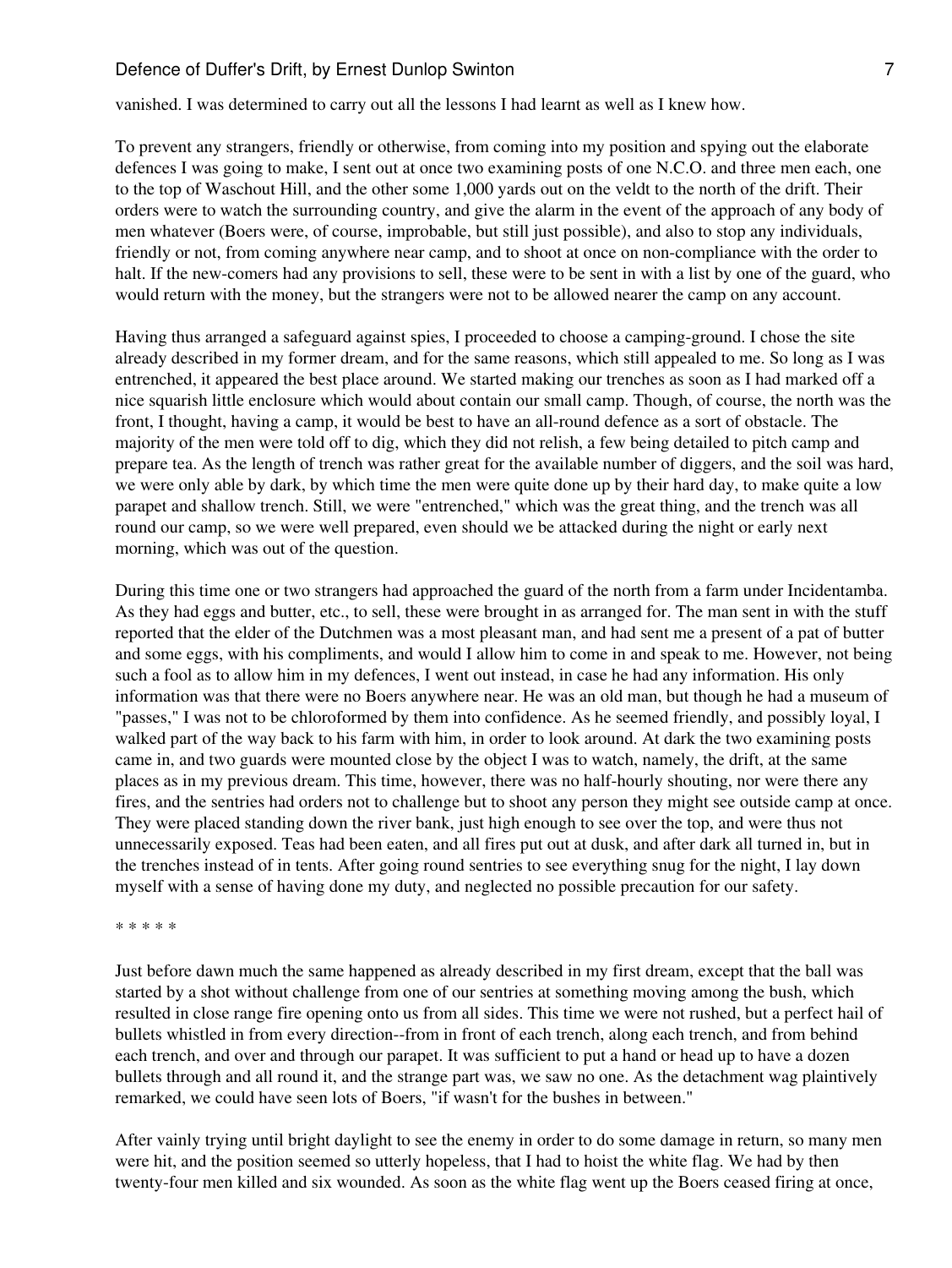vanished. I was determined to carry out all the lessons I had learnt as well as I knew how.

To prevent any strangers, friendly or otherwise, from coming into my position and spying out the elaborate defences I was going to make, I sent out at once two examining posts of one N.C.O. and three men each, one to the top of Waschout Hill, and the other some 1,000 yards out on the veldt to the north of the drift. Their orders were to watch the surrounding country, and give the alarm in the event of the approach of any body of men whatever (Boers were, of course, improbable, but still just possible), and also to stop any individuals, friendly or not, from coming anywhere near camp, and to shoot at once on non-compliance with the order to halt. If the new-comers had any provisions to sell, these were to be sent in with a list by one of the guard, who would return with the money, but the strangers were not to be allowed nearer the camp on any account.

Having thus arranged a safeguard against spies, I proceeded to choose a camping-ground. I chose the site already described in my former dream, and for the same reasons, which still appealed to me. So long as I was entrenched, it appeared the best place around. We started making our trenches as soon as I had marked off a nice squarish little enclosure which would about contain our small camp. Though, of course, the north was the front, I thought, having a camp, it would be best to have an all-round defence as a sort of obstacle. The majority of the men were told off to dig, which they did not relish, a few being detailed to pitch camp and prepare tea. As the length of trench was rather great for the available number of diggers, and the soil was hard, we were only able by dark, by which time the men were quite done up by their hard day, to make quite a low parapet and shallow trench. Still, we were "entrenched," which was the great thing, and the trench was all round our camp, so we were well prepared, even should we be attacked during the night or early next morning, which was out of the question.

During this time one or two strangers had approached the guard of the north from a farm under Incidentamba. As they had eggs and butter, etc., to sell, these were brought in as arranged for. The man sent in with the stuff reported that the elder of the Dutchmen was a most pleasant man, and had sent me a present of a pat of butter and some eggs, with his compliments, and would I allow him to come in and speak to me. However, not being such a fool as to allow him in my defences, I went out instead, in case he had any information. His only information was that there were no Boers anywhere near. He was an old man, but though he had a museum of "passes," I was not to be chloroformed by them into confidence. As he seemed friendly, and possibly loyal, I walked part of the way back to his farm with him, in order to look around. At dark the two examining posts came in, and two guards were mounted close by the object I was to watch, namely, the drift, at the same places as in my previous dream. This time, however, there was no half-hourly shouting, nor were there any fires, and the sentries had orders not to challenge but to shoot any person they might see outside camp at once. They were placed standing down the river bank, just high enough to see over the top, and were thus not unnecessarily exposed. Teas had been eaten, and all fires put out at dusk, and after dark all turned in, but in the trenches instead of in tents. After going round sentries to see everything snug for the night, I lay down myself with a sense of having done my duty, and neglected no possible precaution for our safety.

* * * * *

Just before dawn much the same happened as already described in my first dream, except that the ball was started by a shot without challenge from one of our sentries at something moving among the bush, which resulted in close range fire opening onto us from all sides. This time we were not rushed, but a perfect hail of bullets whistled in from every direction--from in front of each trench, along each trench, and from behind each trench, and over and through our parapet. It was sufficient to put a hand or head up to have a dozen bullets through and all round it, and the strange part was, we saw no one. As the detachment wag plaintively remarked, we could have seen lots of Boers, "if wasn't for the bushes in between."

After vainly trying until bright daylight to see the enemy in order to do some damage in return, so many men were hit, and the position seemed so utterly hopeless, that I had to hoist the white flag. We had by then twenty-four men killed and six wounded. As soon as the white flag went up the Boers ceased firing at once,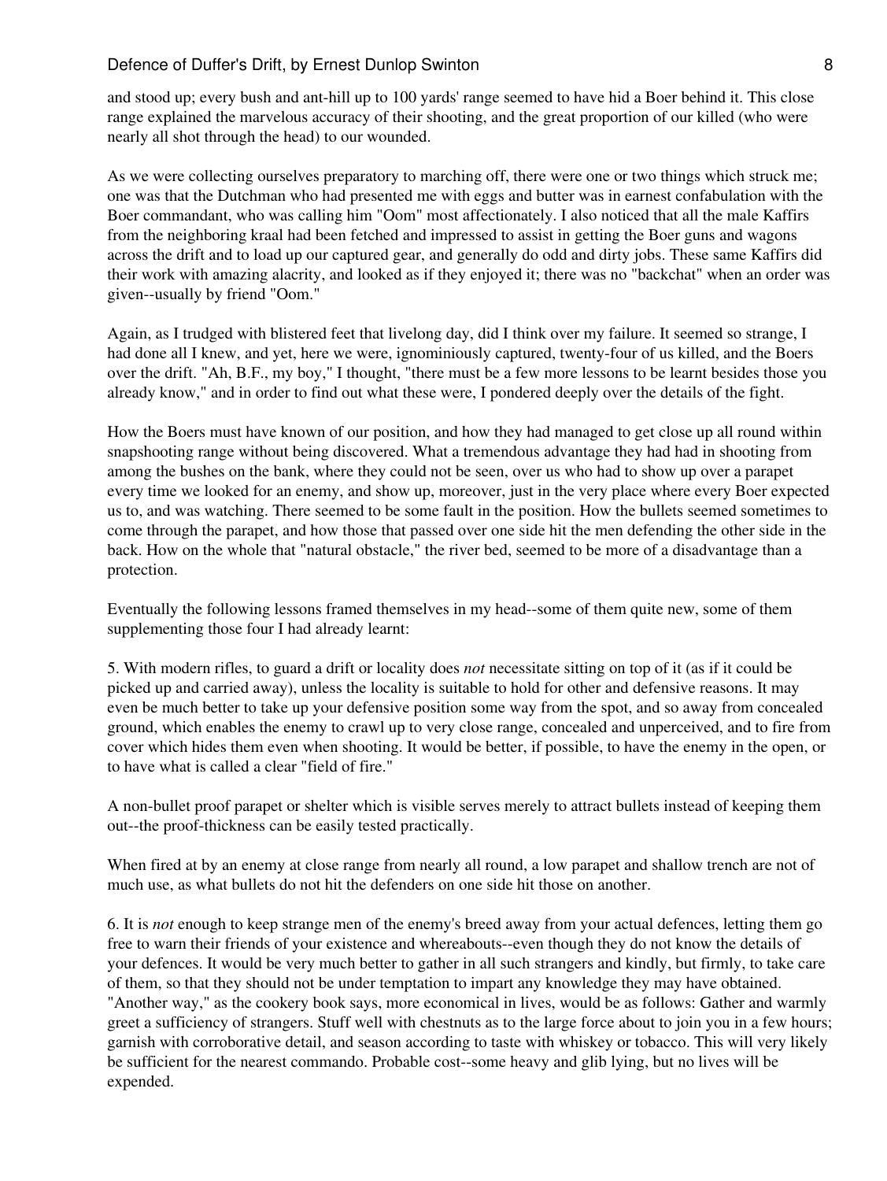and stood up; every bush and ant-hill up to 100 yards' range seemed to have hid a Boer behind it. This close range explained the marvelous accuracy of their shooting, and the great proportion of our killed (who were nearly all shot through the head) to our wounded.

As we were collecting ourselves preparatory to marching off, there were one or two things which struck me; one was that the Dutchman who had presented me with eggs and butter was in earnest confabulation with the Boer commandant, who was calling him "Oom" most affectionately. I also noticed that all the male Kaffirs from the neighboring kraal had been fetched and impressed to assist in getting the Boer guns and wagons across the drift and to load up our captured gear, and generally do odd and dirty jobs. These same Kaffirs did their work with amazing alacrity, and looked as if they enjoyed it; there was no "backchat" when an order was given--usually by friend "Oom."

Again, as I trudged with blistered feet that livelong day, did I think over my failure. It seemed so strange, I had done all I knew, and yet, here we were, ignominiously captured, twenty-four of us killed, and the Boers over the drift. "Ah, B.F., my boy," I thought, "there must be a few more lessons to be learnt besides those you already know," and in order to find out what these were, I pondered deeply over the details of the fight.

How the Boers must have known of our position, and how they had managed to get close up all round within snapshooting range without being discovered. What a tremendous advantage they had had in shooting from among the bushes on the bank, where they could not be seen, over us who had to show up over a parapet every time we looked for an enemy, and show up, moreover, just in the very place where every Boer expected us to, and was watching. There seemed to be some fault in the position. How the bullets seemed sometimes to come through the parapet, and how those that passed over one side hit the men defending the other side in the back. How on the whole that "natural obstacle," the river bed, seemed to be more of a disadvantage than a protection.

Eventually the following lessons framed themselves in my head--some of them quite new, some of them supplementing those four I had already learnt:

5. With modern rifles, to guard a drift or locality does *not* necessitate sitting on top of it (as if it could be picked up and carried away), unless the locality is suitable to hold for other and defensive reasons. It may even be much better to take up your defensive position some way from the spot, and so away from concealed ground, which enables the enemy to crawl up to very close range, concealed and unperceived, and to fire from cover which hides them even when shooting. It would be better, if possible, to have the enemy in the open, or to have what is called a clear "field of fire."

A non-bullet proof parapet or shelter which is visible serves merely to attract bullets instead of keeping them out--the proof-thickness can be easily tested practically.

When fired at by an enemy at close range from nearly all round, a low parapet and shallow trench are not of much use, as what bullets do not hit the defenders on one side hit those on another.

6. It is *not* enough to keep strange men of the enemy's breed away from your actual defences, letting them go free to warn their friends of your existence and whereabouts--even though they do not know the details of your defences. It would be very much better to gather in all such strangers and kindly, but firmly, to take care of them, so that they should not be under temptation to impart any knowledge they may have obtained. "Another way," as the cookery book says, more economical in lives, would be as follows: Gather and warmly greet a sufficiency of strangers. Stuff well with chestnuts as to the large force about to join you in a few hours; garnish with corroborative detail, and season according to taste with whiskey or tobacco. This will very likely be sufficient for the nearest commando. Probable cost--some heavy and glib lying, but no lives will be expended.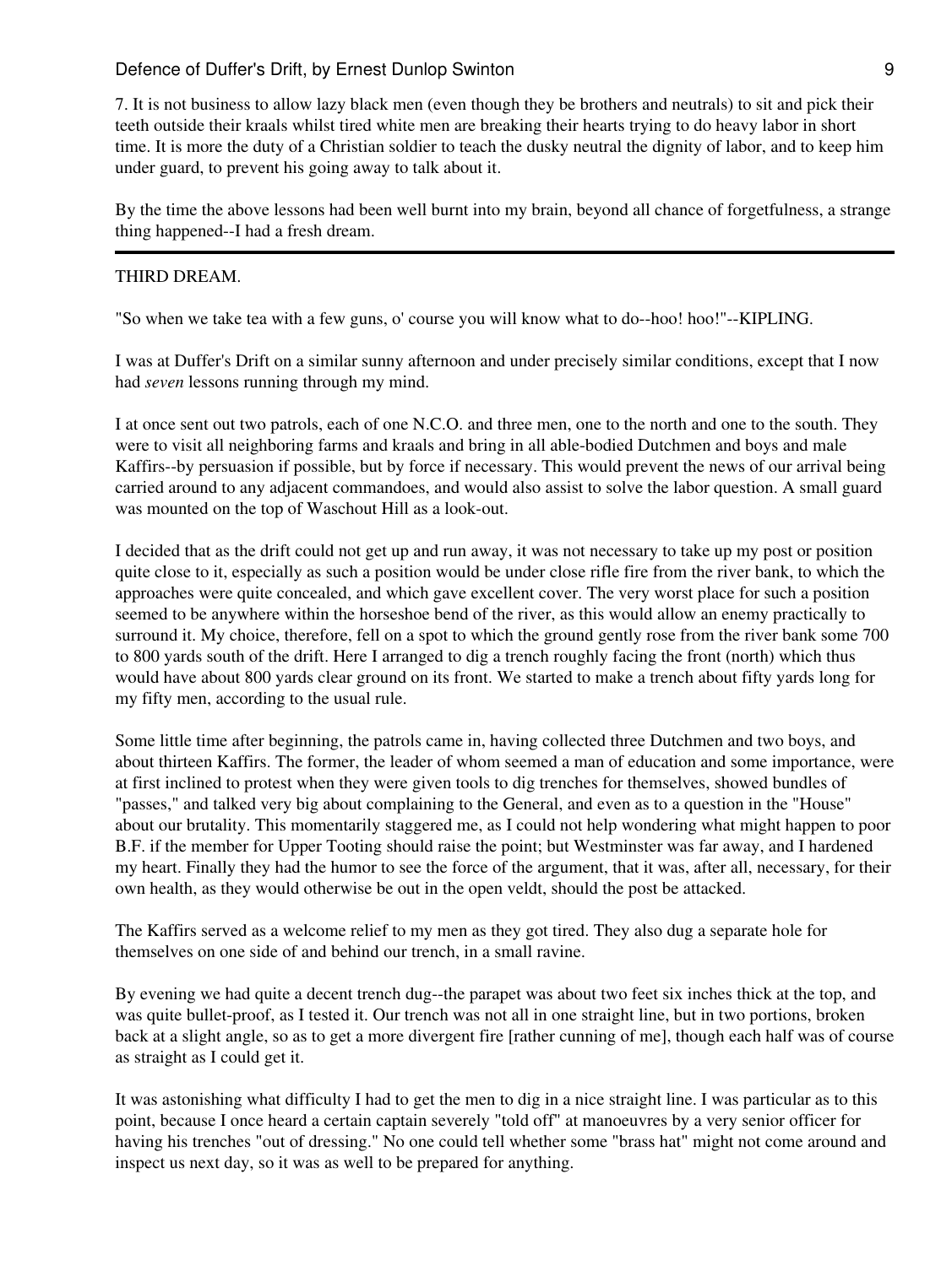7. It is not business to allow lazy black men (even though they be brothers and neutrals) to sit and pick their teeth outside their kraals whilst tired white men are breaking their hearts trying to do heavy labor in short time. It is more the duty of a Christian soldier to teach the dusky neutral the dignity of labor, and to keep him under guard, to prevent his going away to talk about it.

By the time the above lessons had been well burnt into my brain, beyond all chance of forgetfulness, a strange thing happened--I had a fresh dream.

---

## THIRD DREAM.

"So when we take tea with a few guns, o' course you will know what to do--hoo! hoo!"--KIPLING.

I was at Duffer's Drift on a similar sunny afternoon and under precisely similar conditions, except that I now had *seven* lessons running through my mind.

I at once sent out two patrols, each of one N.C.O. and three men, one to the north and one to the south. They were to visit all neighboring farms and kraals and bring in all able-bodied Dutchmen and boys and male Kaffirs--by persuasion if possible, but by force if necessary. This would prevent the news of our arrival being carried around to any adjacent commandoes, and would also assist to solve the labor question. A small guard was mounted on the top of Waschout Hill as a look-out.

I decided that as the drift could not get up and run away, it was not necessary to take up my post or position quite close to it, especially as such a position would be under close rifle fire from the river bank, to which the approaches were quite concealed, and which gave excellent cover. The very worst place for such a position seemed to be anywhere within the horseshoe bend of the river, as this would allow an enemy practically to surround it. My choice, therefore, fell on a spot to which the ground gently rose from the river bank some 700 to 800 yards south of the drift. Here I arranged to dig a trench roughly facing the front (north) which thus would have about 800 yards clear ground on its front. We started to make a trench about fifty yards long for my fifty men, according to the usual rule.

Some little time after beginning, the patrols came in, having collected three Dutchmen and two boys, and about thirteen Kaffirs. The former, the leader of whom seemed a man of education and some importance, were at first inclined to protest when they were given tools to dig trenches for themselves, showed bundles of "passes," and talked very big about complaining to the General, and even as to a question in the "House" about our brutality. This momentarily staggered me, as I could not help wondering what might happen to poor B.F. if the member for Upper Tooting should raise the point; but Westminster was far away, and I hardened my heart. Finally they had the humor to see the force of the argument, that it was, after all, necessary, for their own health, as they would otherwise be out in the open veldt, should the post be attacked.

The Kaffirs served as a welcome relief to my men as they got tired. They also dug a separate hole for themselves on one side of and behind our trench, in a small ravine.

By evening we had quite a decent trench dug--the parapet was about two feet six inches thick at the top, and was quite bullet-proof, as I tested it. Our trench was not all in one straight line, but in two portions, broken back at a slight angle, so as to get a more divergent fire [rather cunning of me], though each half was of course as straight as I could get it.

It was astonishing what difficulty I had to get the men to dig in a nice straight line. I was particular as to this point, because I once heard a certain captain severely "told off" at manoeuvres by a very senior officer for having his trenches "out of dressing." No one could tell whether some "brass hat" might not come around and inspect us next day, so it was as well to be prepared for anything.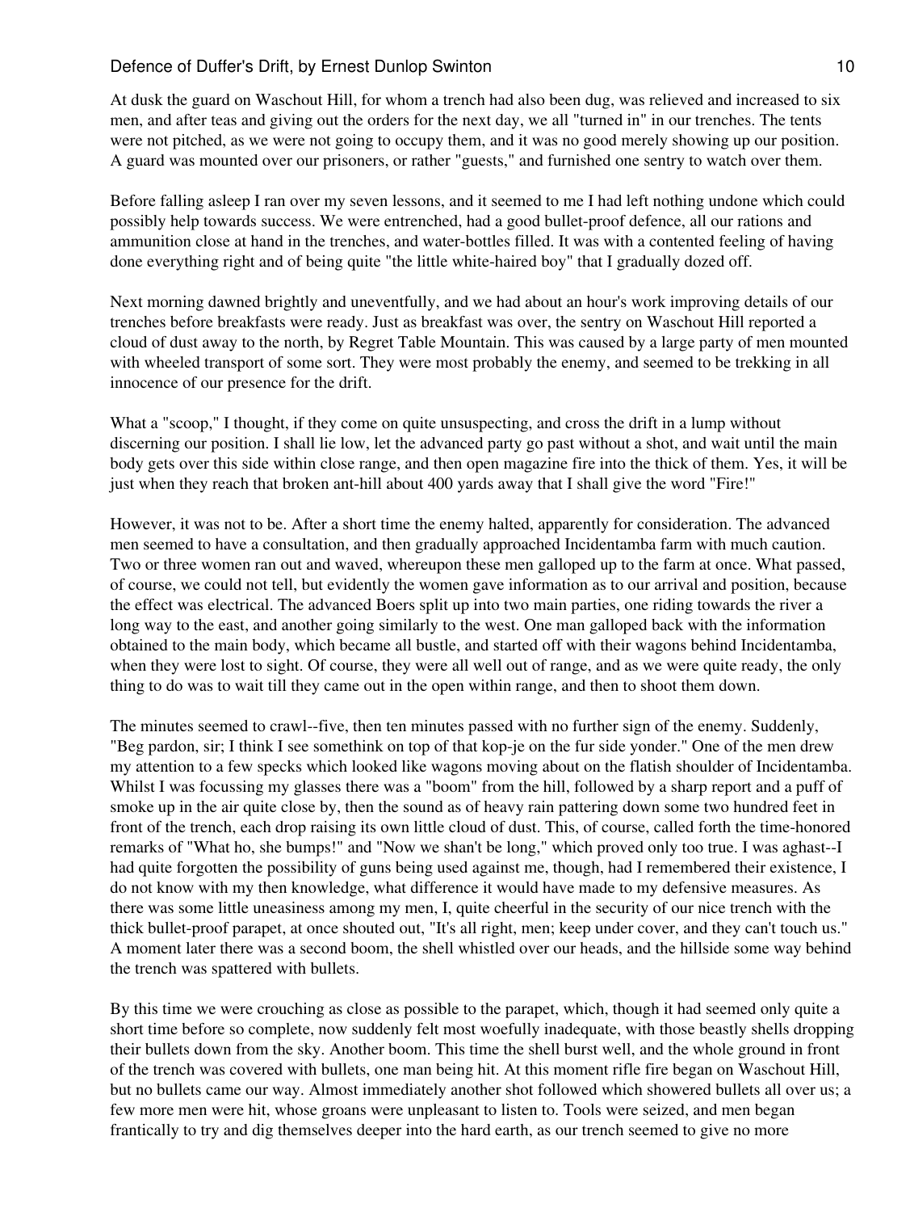At dusk the guard on Waschout Hill, for whom a trench had also been dug, was relieved and increased to six men, and after teas and giving out the orders for the next day, we all "turned in" in our trenches. The tents were not pitched, as we were not going to occupy them, and it was no good merely showing up our position. A guard was mounted over our prisoners, or rather "guests," and furnished one sentry to watch over them.

Before falling asleep I ran over my seven lessons, and it seemed to me I had left nothing undone which could possibly help towards success. We were entrenched, had a good bullet-proof defence, all our rations and ammunition close at hand in the trenches, and water-bottles filled. It was with a contented feeling of having done everything right and of being quite "the little white-haired boy" that I gradually dozed off.

Next morning dawned brightly and uneventfully, and we had about an hour's work improving details of our trenches before breakfasts were ready. Just as breakfast was over, the sentry on Waschout Hill reported a cloud of dust away to the north, by Regret Table Mountain. This was caused by a large party of men mounted with wheeled transport of some sort. They were most probably the enemy, and seemed to be trekking in all innocence of our presence for the drift.

What a "scoop," I thought, if they come on quite unsuspecting, and cross the drift in a lump without discerning our position. I shall lie low, let the advanced party go past without a shot, and wait until the main body gets over this side within close range, and then open magazine fire into the thick of them. Yes, it will be just when they reach that broken ant-hill about 400 yards away that I shall give the word "Fire!"

However, it was not to be. After a short time the enemy halted, apparently for consideration. The advanced men seemed to have a consultation, and then gradually approached Incidentamba farm with much caution. Two or three women ran out and waved, whereupon these men galloped up to the farm at once. What passed, of course, we could not tell, but evidently the women gave information as to our arrival and position, because the effect was electrical. The advanced Boers split up into two main parties, one riding towards the river a long way to the east, and another going similarly to the west. One man galloped back with the information obtained to the main body, which became all bustle, and started off with their wagons behind Incidentamba, when they were lost to sight. Of course, they were all well out of range, and as we were quite ready, the only thing to do was to wait till they came out in the open within range, and then to shoot them down.

The minutes seemed to crawl--five, then ten minutes passed with no further sign of the enemy. Suddenly, "Beg pardon, sir; I think I see somethink on top of that kop-je on the fur side yonder." One of the men drew my attention to a few specks which looked like wagons moving about on the flatish shoulder of Incidentamba. Whilst I was focussing my glasses there was a "boom" from the hill, followed by a sharp report and a puff of smoke up in the air quite close by, then the sound as of heavy rain pattering down some two hundred feet in front of the trench, each drop raising its own little cloud of dust. This, of course, called forth the time-honored remarks of "What ho, she bumps!" and "Now we shan't be long," which proved only too true. I was aghast--I had quite forgotten the possibility of guns being used against me, though, had I remembered their existence, I do not know with my then knowledge, what difference it would have made to my defensive measures. As there was some little uneasiness among my men, I, quite cheerful in the security of our nice trench with the thick bullet-proof parapet, at once shouted out, "It's all right, men; keep under cover, and they can't touch us." A moment later there was a second boom, the shell whistled over our heads, and the hillside some way behind the trench was spattered with bullets.

By this time we were crouching as close as possible to the parapet, which, though it had seemed only quite a short time before so complete, now suddenly felt most woefully inadequate, with those beastly shells dropping their bullets down from the sky. Another boom. This time the shell burst well, and the whole ground in front of the trench was covered with bullets, one man being hit. At this moment rifle fire began on Waschout Hill, but no bullets came our way. Almost immediately another shot followed which showered bullets all over us; a few more men were hit, whose groans were unpleasant to listen to. Tools were seized, and men began frantically to try and dig themselves deeper into the hard earth, as our trench seemed to give no more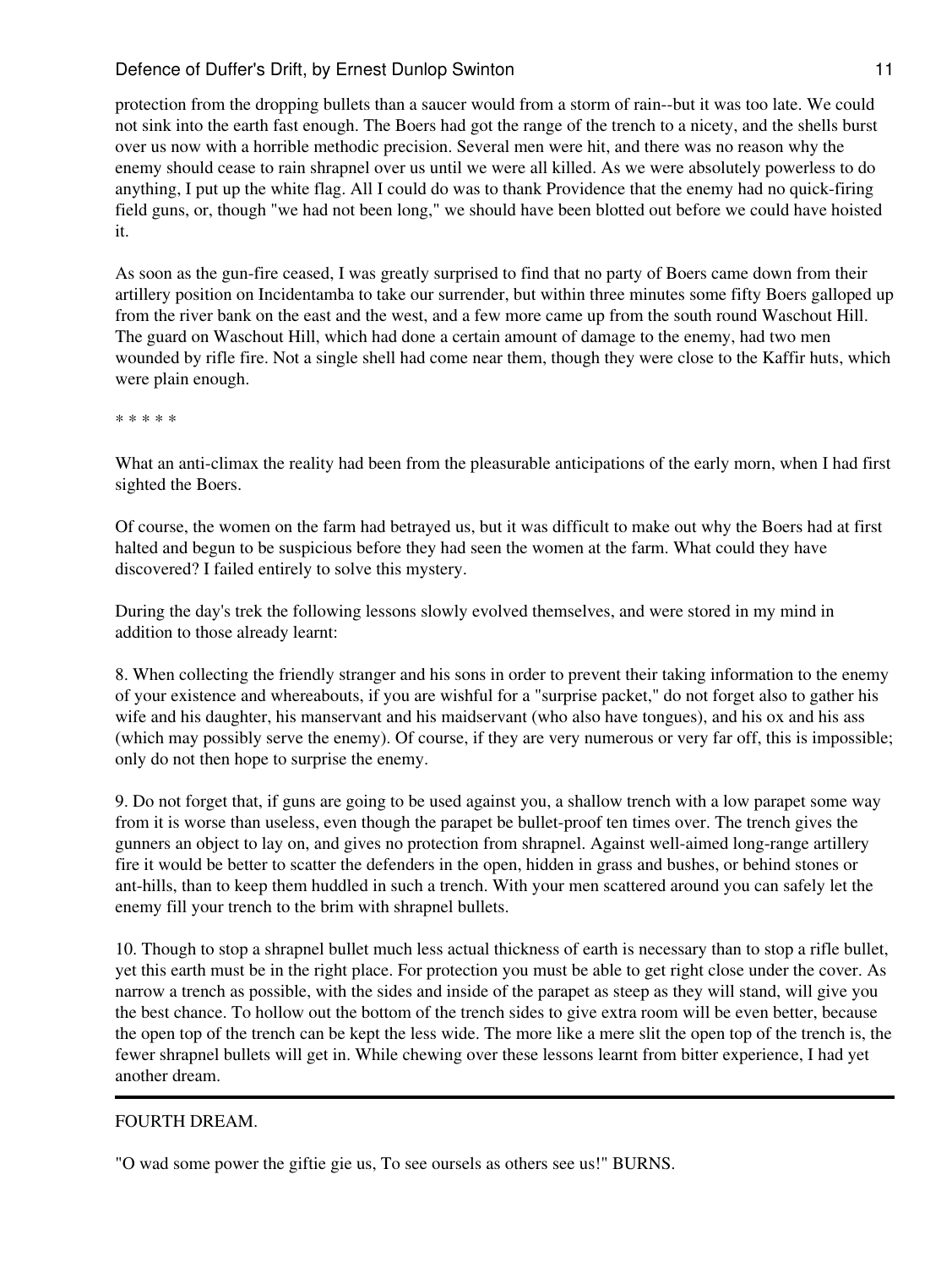protection from the dropping bullets than a saucer would from a storm of rain--but it was too late. We could not sink into the earth fast enough. The Boers had got the range of the trench to a nicety, and the shells burst over us now with a horrible methodic precision. Several men were hit, and there was no reason why the enemy should cease to rain shrapnel over us until we were all killed. As we were absolutely powerless to do anything, I put up the white flag. All I could do was to thank Providence that the enemy had no quick-firing field guns, or, though "we had not been long," we should have been blotted out before we could have hoisted it.

As soon as the gun-fire ceased, I was greatly surprised to find that no party of Boers came down from their artillery position on Incidentamba to take our surrender, but within three minutes some fifty Boers galloped up from the river bank on the east and the west, and a few more came up from the south round Waschout Hill. The guard on Waschout Hill, which had done a certain amount of damage to the enemy, had two men wounded by rifle fire. Not a single shell had come near them, though they were close to the Kaffir huts, which were plain enough.

* * * * *

What an anti-climax the reality had been from the pleasurable anticipations of the early morn, when I had first sighted the Boers.

Of course, the women on the farm had betrayed us, but it was difficult to make out why the Boers had at first halted and begun to be suspicious before they had seen the women at the farm. What could they have discovered? I failed entirely to solve this mystery.

During the day's trek the following lessons slowly evolved themselves, and were stored in my mind in addition to those already learnt:

8. When collecting the friendly stranger and his sons in order to prevent their taking information to the enemy of your existence and whereabouts, if you are wishful for a "surprise packet," do not forget also to gather his wife and his daughter, his manservant and his maidservant (who also have tongues), and his ox and his ass (which may possibly serve the enemy). Of course, if they are very numerous or very far off, this is impossible; only do not then hope to surprise the enemy.

9. Do not forget that, if guns are going to be used against you, a shallow trench with a low parapet some way from it is worse than useless, even though the parapet be bullet-proof ten times over. The trench gives the gunners an object to lay on, and gives no protection from shrapnel. Against well-aimed long-range artillery fire it would be better to scatter the defenders in the open, hidden in grass and bushes, or behind stones or ant-hills, than to keep them huddled in such a trench. With your men scattered around you can safely let the enemy fill your trench to the brim with shrapnel bullets.

10. Though to stop a shrapnel bullet much less actual thickness of earth is necessary than to stop a rifle bullet, yet this earth must be in the right place. For protection you must be able to get right close under the cover. As narrow a trench as possible, with the sides and inside of the parapet as steep as they will stand, will give you the best chance. To hollow out the bottom of the trench sides to give extra room will be even better, because the open top of the trench can be kept the less wide. The more like a mere slit the open top of the trench is, the fewer shrapnel bullets will get in. While chewing over these lessons learnt from bitter experience, I had yet another dream.

---

## FOURTH DREAM.

"O wad some power the giftie gie us, To see oursels as others see us!" BURNS.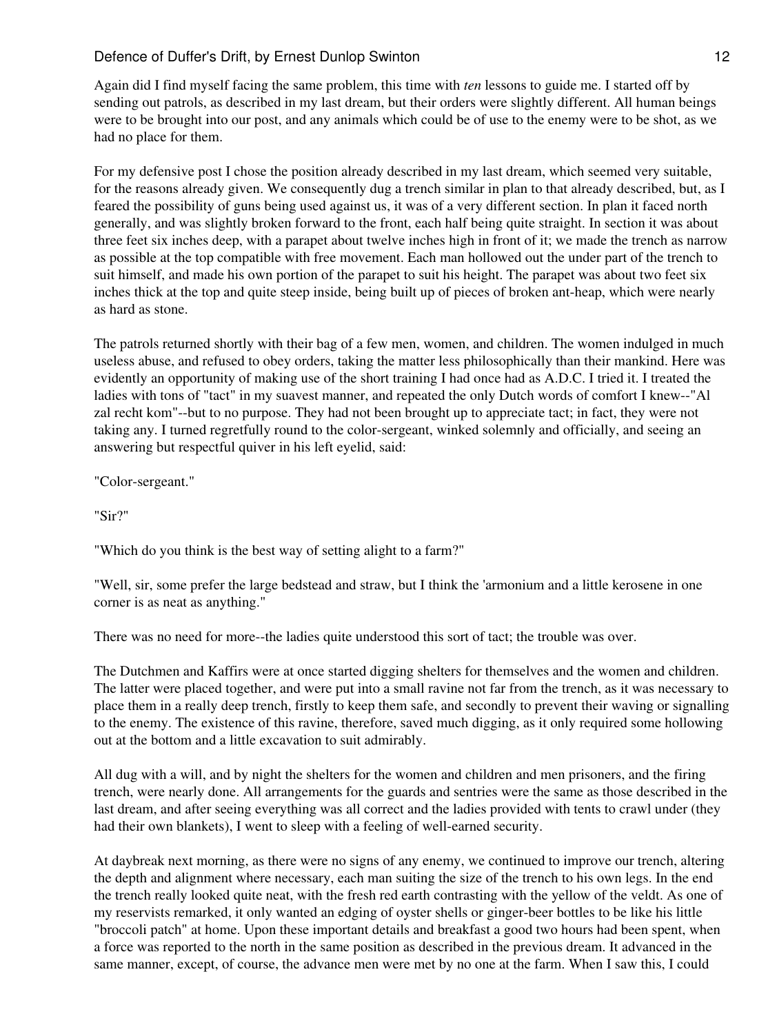Again did I find myself facing the same problem, this time with *ten* lessons to guide me. I started off by sending out patrols, as described in my last dream, but their orders were slightly different. All human beings were to be brought into our post, and any animals which could be of use to the enemy were to be shot, as we had no place for them.

For my defensive post I chose the position already described in my last dream, which seemed very suitable, for the reasons already given. We consequently dug a trench similar in plan to that already described, but, as I feared the possibility of guns being used against us, it was of a very different section. In plan it faced north generally, and was slightly broken forward to the front, each half being quite straight. In section it was about three feet six inches deep, with a parapet about twelve inches high in front of it; we made the trench as narrow as possible at the top compatible with free movement. Each man hollowed out the under part of the trench to suit himself, and made his own portion of the parapet to suit his height. The parapet was about two feet six inches thick at the top and quite steep inside, being built up of pieces of broken ant-heap, which were nearly as hard as stone.

The patrols returned shortly with their bag of a few men, women, and children. The women indulged in much useless abuse, and refused to obey orders, taking the matter less philosophically than their mankind. Here was evidently an opportunity of making use of the short training I had once had as A.D.C. I tried it. I treated the ladies with tons of "tact" in my suavest manner, and repeated the only Dutch words of comfort I knew--"Al zal recht kom"--but to no purpose. They had not been brought up to appreciate tact; in fact, they were not taking any. I turned regretfully round to the color-sergeant, winked solemnly and officially, and seeing an answering but respectful quiver in his left eyelid, said:

"Color-sergeant."

"Sir?"

"Which do you think is the best way of setting alight to a farm?"

"Well, sir, some prefer the large bedstead and straw, but I think the 'armonium and a little kerosene in one corner is as neat as anything."

There was no need for more--the ladies quite understood this sort of tact; the trouble was over.

The Dutchmen and Kaffirs were at once started digging shelters for themselves and the women and children. The latter were placed together, and were put into a small ravine not far from the trench, as it was necessary to place them in a really deep trench, firstly to keep them safe, and secondly to prevent their waving or signalling to the enemy. The existence of this ravine, therefore, saved much digging, as it only required some hollowing out at the bottom and a little excavation to suit admirably.

All dug with a will, and by night the shelters for the women and children and men prisoners, and the firing trench, were nearly done. All arrangements for the guards and sentries were the same as those described in the last dream, and after seeing everything was all correct and the ladies provided with tents to crawl under (they had their own blankets), I went to sleep with a feeling of well-earned security.

At daybreak next morning, as there were no signs of any enemy, we continued to improve our trench, altering the depth and alignment where necessary, each man suiting the size of the trench to his own legs. In the end the trench really looked quite neat, with the fresh red earth contrasting with the yellow of the veldt. As one of my reservists remarked, it only wanted an edging of oyster shells or ginger-beer bottles to be like his little "broccoli patch" at home. Upon these important details and breakfast a good two hours had been spent, when a force was reported to the north in the same position as described in the previous dream. It advanced in the same manner, except, of course, the advance men were met by no one at the farm. When I saw this, I could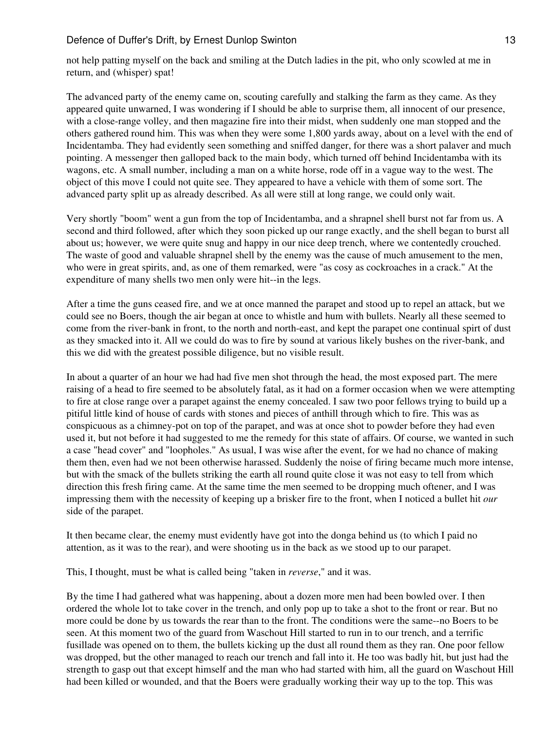not help patting myself on the back and smiling at the Dutch ladies in the pit, who only scowled at me in return, and (whisper) spat!

The advanced party of the enemy came on, scouting carefully and stalking the farm as they came. As they appeared quite unwarned, I was wondering if I should be able to surprise them, all innocent of our presence, with a close-range volley, and then magazine fire into their midst, when suddenly one man stopped and the others gathered round him. This was when they were some 1,800 yards away, about on a level with the end of Incidentamba. They had evidently seen something and sniffed danger, for there was a short palaver and much pointing. A messenger then galloped back to the main body, which turned off behind Incidentamba with its wagons, etc. A small number, including a man on a white horse, rode off in a vague way to the west. The object of this move I could not quite see. They appeared to have a vehicle with them of some sort. The advanced party split up as already described. As all were still at long range, we could only wait.

Very shortly "boom" went a gun from the top of Incidentamba, and a shrapnel shell burst not far from us. A second and third followed, after which they soon picked up our range exactly, and the shell began to burst all about us; however, we were quite snug and happy in our nice deep trench, where we contentedly crouched. The waste of good and valuable shrapnel shell by the enemy was the cause of much amusement to the men, who were in great spirits, and, as one of them remarked, were "as cosy as cockroaches in a crack." At the expenditure of many shells two men only were hit--in the legs.

After a time the guns ceased fire, and we at once manned the parapet and stood up to repel an attack, but we could see no Boers, though the air began at once to whistle and hum with bullets. Nearly all these seemed to come from the river-bank in front, to the north and north-east, and kept the parapet one continual spirt of dust as they smacked into it. All we could do was to fire by sound at various likely bushes on the river-bank, and this we did with the greatest possible diligence, but no visible result.

In about a quarter of an hour we had had five men shot through the head, the most exposed part. The mere raising of a head to fire seemed to be absolutely fatal, as it had on a former occasion when we were attempting to fire at close range over a parapet against the enemy concealed. I saw two poor fellows trying to build up a pitiful little kind of house of cards with stones and pieces of anthill through which to fire. This was as conspicuous as a chimney-pot on top of the parapet, and was at once shot to powder before they had even used it, but not before it had suggested to me the remedy for this state of affairs. Of course, we wanted in such a case "head cover" and "loopholes." As usual, I was wise after the event, for we had no chance of making them then, even had we not been otherwise harassed. Suddenly the noise of firing became much more intense, but with the smack of the bullets striking the earth all round quite close it was not easy to tell from which direction this fresh firing came. At the same time the men seemed to be dropping much oftener, and I was impressing them with the necessity of keeping up a brisker fire to the front, when I noticed a bullet hit *our* side of the parapet.

It then became clear, the enemy must evidently have got into the donga behind us (to which I paid no attention, as it was to the rear), and were shooting us in the back as we stood up to our parapet.

This, I thought, must be what is called being "taken in *reverse*," and it was.

By the time I had gathered what was happening, about a dozen more men had been bowled over. I then ordered the whole lot to take cover in the trench, and only pop up to take a shot to the front or rear. But no more could be done by us towards the rear than to the front. The conditions were the same--no Boers to be seen. At this moment two of the guard from Waschout Hill started to run in to our trench, and a terrific fusillade was opened on to them, the bullets kicking up the dust all round them as they ran. One poor fellow was dropped, but the other managed to reach our trench and fall into it. He too was badly hit, but just had the strength to gasp out that except himself and the man who had started with him, all the guard on Waschout Hill had been killed or wounded, and that the Boers were gradually working their way up to the top. This was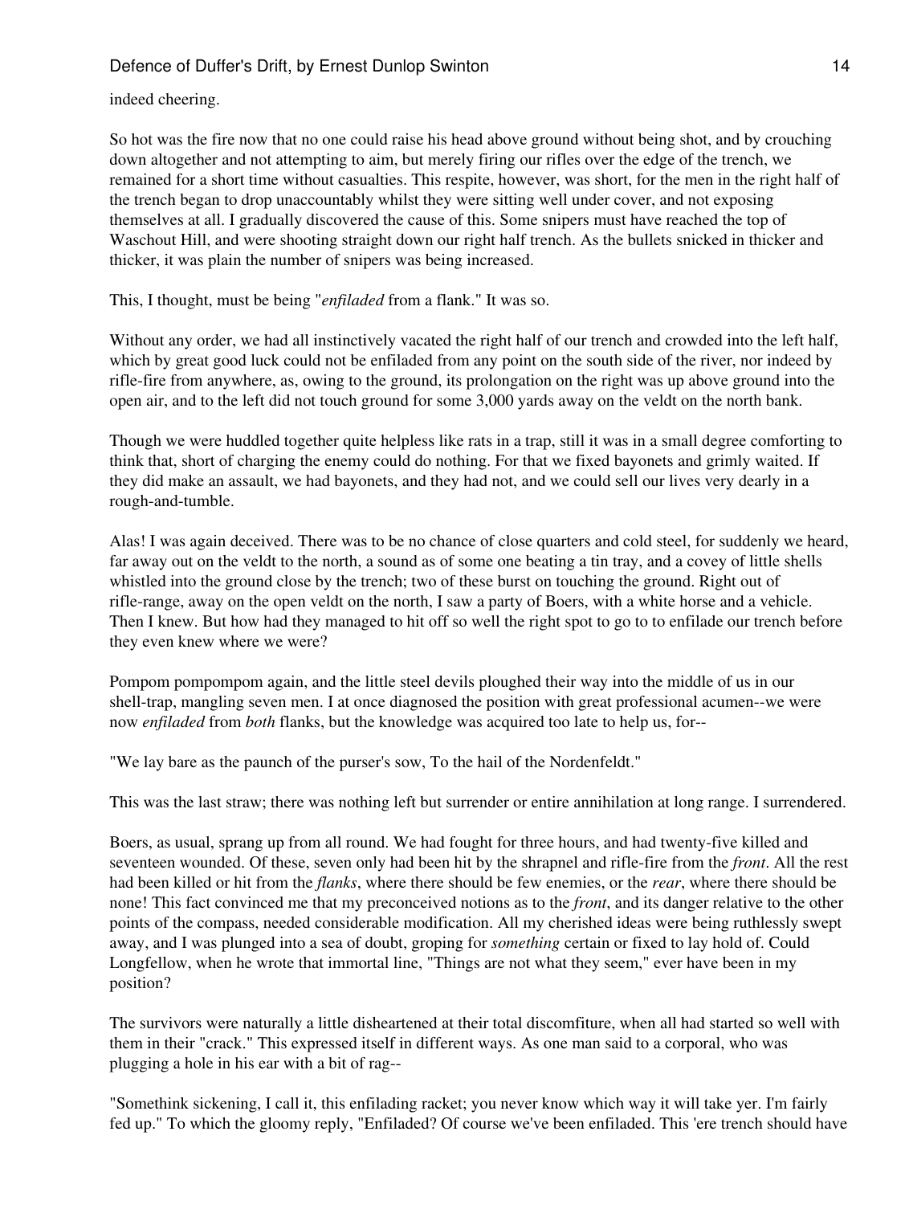indeed cheering.

So hot was the fire now that no one could raise his head above ground without being shot, and by crouching down altogether and not attempting to aim, but merely firing our rifles over the edge of the trench, we remained for a short time without casualties. This respite, however, was short, for the men in the right half of the trench began to drop unaccountably whilst they were sitting well under cover, and not exposing themselves at all. I gradually discovered the cause of this. Some snipers must have reached the top of Waschout Hill, and were shooting straight down our right half trench. As the bullets snicked in thicker and thicker, it was plain the number of snipers was being increased.

This, I thought, must be being "*enfiladed* from a flank." It was so.

Without any order, we had all instinctively vacated the right half of our trench and crowded into the left half, which by great good luck could not be enfiladed from any point on the south side of the river, nor indeed by rifle-fire from anywhere, as, owing to the ground, its prolongation on the right was up above ground into the open air, and to the left did not touch ground for some 3,000 yards away on the veldt on the north bank.

Though we were huddled together quite helpless like rats in a trap, still it was in a small degree comforting to think that, short of charging the enemy could do nothing. For that we fixed bayonets and grimly waited. If they did make an assault, we had bayonets, and they had not, and we could sell our lives very dearly in a rough-and-tumble.

Alas! I was again deceived. There was to be no chance of close quarters and cold steel, for suddenly we heard, far away out on the veldt to the north, a sound as of some one beating a tin tray, and a covey of little shells whistled into the ground close by the trench; two of these burst on touching the ground. Right out of rifle-range, away on the open veldt on the north, I saw a party of Boers, with a white horse and a vehicle. Then I knew. But how had they managed to hit off so well the right spot to go to to enfilade our trench before they even knew where we were?

Pompom pompompom again, and the little steel devils ploughed their way into the middle of us in our shell-trap, mangling seven men. I at once diagnosed the position with great professional acumen--we were now *enfiladed* from *both* flanks, but the knowledge was acquired too late to help us, for--

"We lay bare as the paunch of the purser's sow, To the hail of the Nordenfeldt."

This was the last straw; there was nothing left but surrender or entire annihilation at long range. I surrendered.

Boers, as usual, sprang up from all round. We had fought for three hours, and had twenty-five killed and seventeen wounded. Of these, seven only had been hit by the shrapnel and rifle-fire from the *front*. All the rest had been killed or hit from the *flanks*, where there should be few enemies, or the *rear*, where there should be none! This fact convinced me that my preconceived notions as to the *front*, and its danger relative to the other points of the compass, needed considerable modification. All my cherished ideas were being ruthlessly swept away, and I was plunged into a sea of doubt, groping for *something* certain or fixed to lay hold of. Could Longfellow, when he wrote that immortal line, "Things are not what they seem," ever have been in my position?

The survivors were naturally a little disheartened at their total discomfiture, when all had started so well with them in their "crack." This expressed itself in different ways. As one man said to a corporal, who was plugging a hole in his ear with a bit of rag--

"Somethink sickening, I call it, this enfilading racket; you never know which way it will take yer. I'm fairly fed up." To which the gloomy reply, "Enfiladed? Of course we've been enfiladed. This 'ere trench should have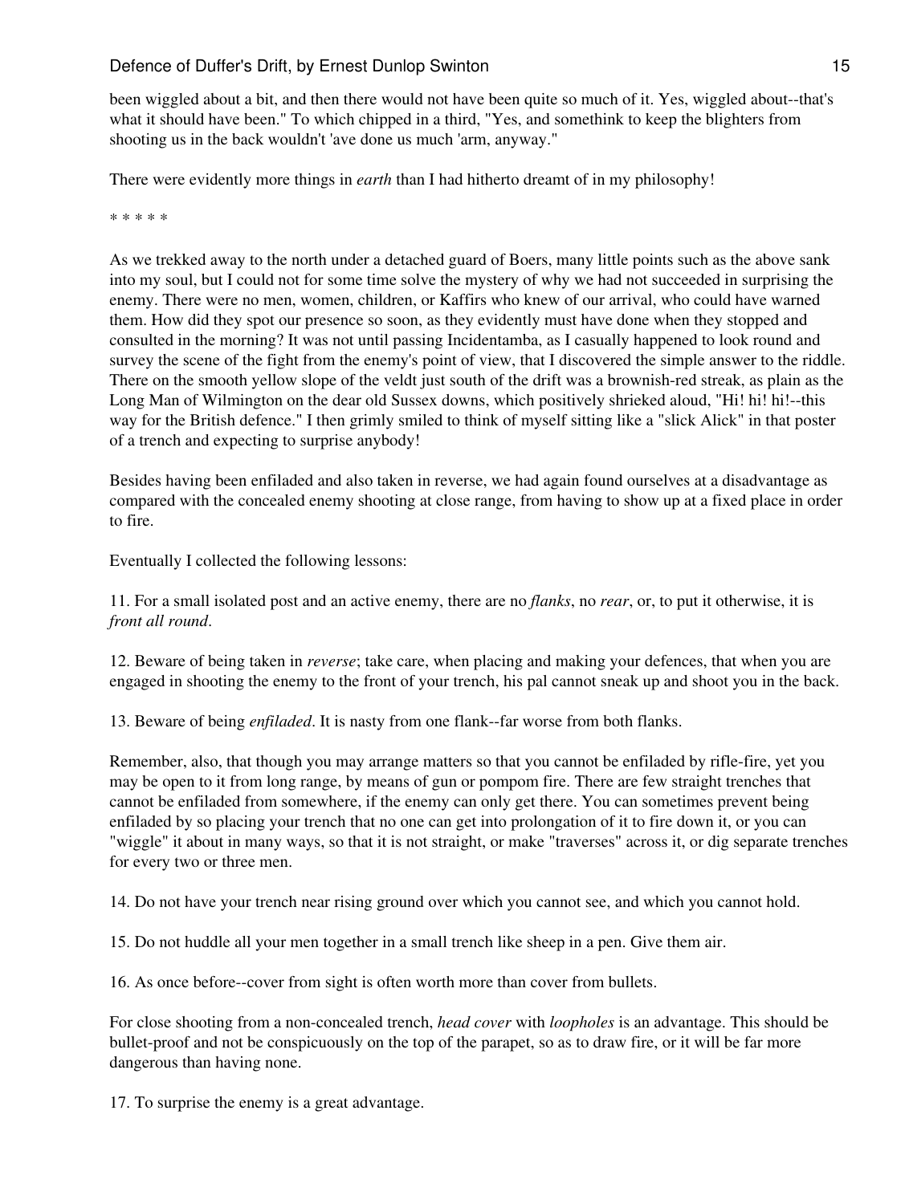been wiggled about a bit, and then there would not have been quite so much of it. Yes, wiggled about--that's what it should have been." To which chipped in a third, "Yes, and somethink to keep the blighters from shooting us in the back wouldn't 'ave done us much 'arm, anyway."

There were evidently more things in *earth* than I had hitherto dreamt of in my philosophy!

\* \* \* \* \*

As we trekked away to the north under a detached guard of Boers, many little points such as the above sank into my soul, but I could not for some time solve the mystery of why we had not succeeded in surprising the enemy. There were no men, women, children, or Kaffirs who knew of our arrival, who could have warned them. How did they spot our presence so soon, as they evidently must have done when they stopped and consulted in the morning? It was not until passing Incidentamba, as I casually happened to look round and survey the scene of the fight from the enemy's point of view, that I discovered the simple answer to the riddle. There on the smooth yellow slope of the veldt just south of the drift was a brownish-red streak, as plain as the Long Man of Wilmington on the dear old Sussex downs, which positively shrieked aloud, "Hi! hi! hi!--this way for the British defence." I then grimly smiled to think of myself sitting like a "slick Alick" in that poster of a trench and expecting to surprise anybody!

Besides having been enfiladed and also taken in reverse, we had again found ourselves at a disadvantage as compared with the concealed enemy shooting at close range, from having to show up at a fixed place in order to fire.

Eventually I collected the following lessons:

11. For a small isolated post and an active enemy, there are no *flanks*, no *rear*, or, to put it otherwise, it is *front all round*.

12. Beware of being taken in *reverse*; take care, when placing and making your defences, that when you are engaged in shooting the enemy to the front of your trench, his pal cannot sneak up and shoot you in the back.

13. Beware of being *enfiladed*. It is nasty from one flank--far worse from both flanks.

Remember, also, that though you may arrange matters so that you cannot be enfiladed by rifle-fire, yet you may be open to it from long range, by means of gun or pompom fire. There are few straight trenches that cannot be enfiladed from somewhere, if the enemy can only get there. You can sometimes prevent being enfiladed by so placing your trench that no one can get into prolongation of it to fire down it, or you can "wiggle" it about in many ways, so that it is not straight, or make "traverses" across it, or dig separate trenches for every two or three men.

14. Do not have your trench near rising ground over which you cannot see, and which you cannot hold.

15. Do not huddle all your men together in a small trench like sheep in a pen. Give them air.

16. As once before--cover from sight is often worth more than cover from bullets.

For close shooting from a non-concealed trench, *head cover* with *loopholes* is an advantage. This should be bullet-proof and not be conspicuously on the top of the parapet, so as to draw fire, or it will be far more dangerous than having none.

17. To surprise the enemy is a great advantage.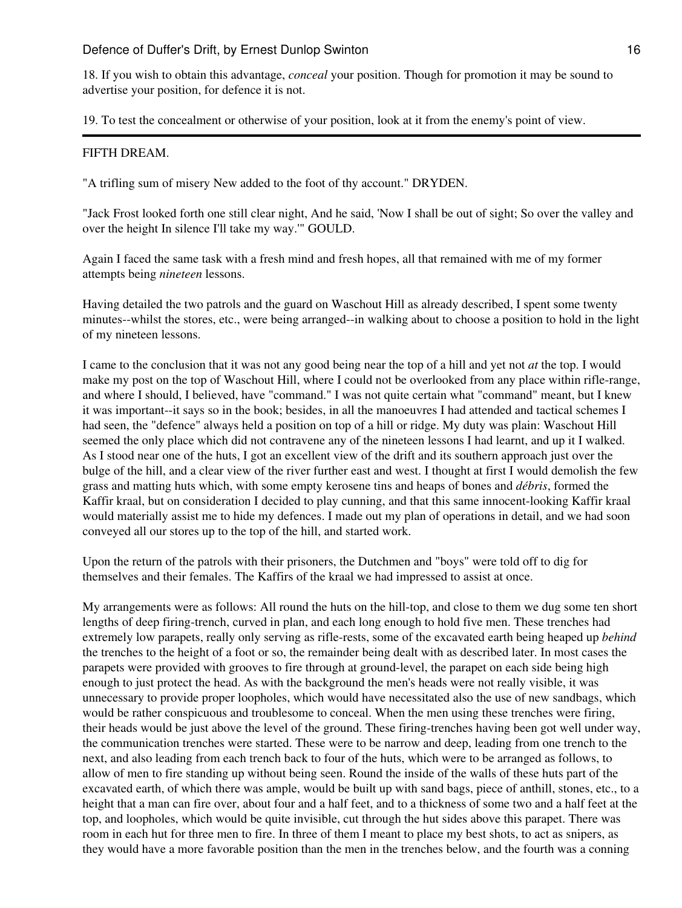18. If you wish to obtain this advantage, *conceal* your position. Though for promotion it may be sound to advertise your position, for defence it is not.

19. To test the concealment or otherwise of your position, look at it from the enemy's point of view.

---

## FIFTH DREAM.

"A trifling sum of misery New added to the foot of thy account." DRYDEN.

"Jack Frost looked forth one still clear night, And he said, 'Now I shall be out of sight; So over the valley and over the height In silence I'll take my way.'" GOULD.

Again I faced the same task with a fresh mind and fresh hopes, all that remained with me of my former attempts being *nineteen* lessons.

Having detailed the two patrols and the guard on Waschout Hill as already described, I spent some twenty minutes--whilst the stores, etc., were being arranged--in walking about to choose a position to hold in the light of my nineteen lessons.

I came to the conclusion that it was not any good being near the top of a hill and yet not *at* the top. I would make my post on the top of Waschout Hill, where I could not be overlooked from any place within rifle-range, and where I should, I believed, have "command." I was not quite certain what "command" meant, but I knew it was important--it says so in the book; besides, in all the manoeuvres I had attended and tactical schemes I had seen, the "defence" always held a position on top of a hill or ridge. My duty was plain: Waschout Hill seemed the only place which did not contravene any of the nineteen lessons I had learnt, and up it I walked. As I stood near one of the huts, I got an excellent view of the drift and its southern approach just over the bulge of the hill, and a clear view of the river further east and west. I thought at first I would demolish the few grass and matting huts which, with some empty kerosene tins and heaps of bones and *débris*, formed the Kaffir kraal, but on consideration I decided to play cunning, and that this same innocent-looking Kaffir kraal would materially assist me to hide my defences. I made out my plan of operations in detail, and we had soon conveyed all our stores up to the top of the hill, and started work.

Upon the return of the patrols with their prisoners, the Dutchmen and "boys" were told off to dig for themselves and their females. The Kaffirs of the kraal we had impressed to assist at once.

My arrangements were as follows: All round the huts on the hill-top, and close to them we dug some ten short lengths of deep firing-trench, curved in plan, and each long enough to hold five men. These trenches had extremely low parapets, really only serving as rifle-rests, some of the excavated earth being heaped up *behind* the trenches to the height of a foot or so, the remainder being dealt with as described later. In most cases the parapets were provided with grooves to fire through at ground-level, the parapet on each side being high enough to just protect the head. As with the background the men's heads were not really visible, it was unnecessary to provide proper loopholes, which would have necessitated also the use of new sandbags, which would be rather conspicuous and troublesome to conceal. When the men using these trenches were firing, their heads would be just above the level of the ground. These firing-trenches having been got well under way, the communication trenches were started. These were to be narrow and deep, leading from one trench to the next, and also leading from each trench back to four of the huts, which were to be arranged as follows, to allow of men to fire standing up without being seen. Round the inside of the walls of these huts part of the excavated earth, of which there was ample, would be built up with sand bags, piece of anthill, stones, etc., to a height that a man can fire over, about four and a half feet, and to a thickness of some two and a half feet at the top, and loopholes, which would be quite invisible, cut through the hut sides above this parapet. There was room in each hut for three men to fire. In three of them I meant to place my best shots, to act as snipers, as they would have a more favorable position than the men in the trenches below, and the fourth was a conning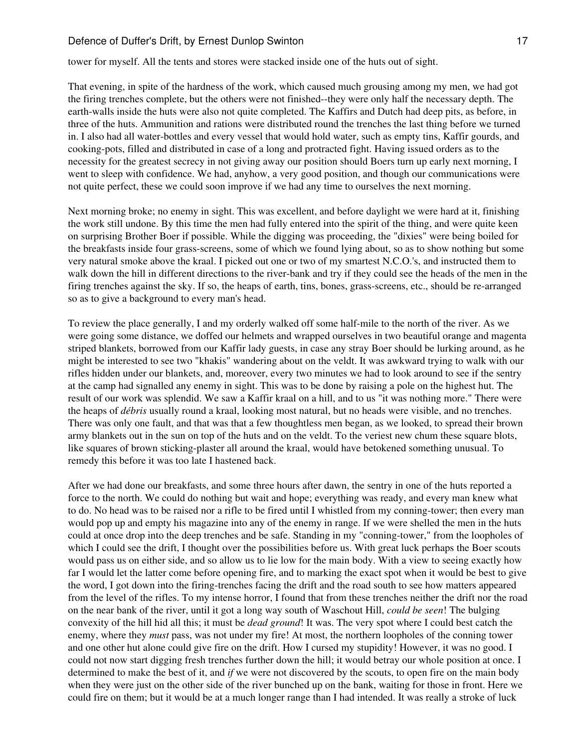tower for myself. All the tents and stores were stacked inside one of the huts out of sight.

That evening, in spite of the hardness of the work, which caused much grousing among my men, we had got the firing trenches complete, but the others were not finished--they were only half the necessary depth. The earth-walls inside the huts were also not quite completed. The Kaffirs and Dutch had deep pits, as before, in three of the huts. Ammunition and rations were distributed round the trenches the last thing before we turned in. I also had all water-bottles and every vessel that would hold water, such as empty tins, Kaffir gourds, and cooking-pots, filled and distributed in case of a long and protracted fight. Having issued orders as to the necessity for the greatest secrecy in not giving away our position should Boers turn up early next morning, I went to sleep with confidence. We had, anyhow, a very good position, and though our communications were not quite perfect, these we could soon improve if we had any time to ourselves the next morning.

Next morning broke; no enemy in sight. This was excellent, and before daylight we were hard at it, finishing the work still undone. By this time the men had fully entered into the spirit of the thing, and were quite keen on surprising Brother Boer if possible. While the digging was proceeding, the "dixies" were being boiled for the breakfasts inside four grass-screens, some of which we found lying about, so as to show nothing but some very natural smoke above the kraal. I picked out one or two of my smartest N.C.O.'s, and instructed them to walk down the hill in different directions to the river-bank and try if they could see the heads of the men in the firing trenches against the sky. If so, the heaps of earth, tins, bones, grass-screens, etc., should be re-arranged so as to give a background to every man's head.

To review the place generally, I and my orderly walked off some half-mile to the north of the river. As we were going some distance, we doffed our helmets and wrapped ourselves in two beautiful orange and magenta striped blankets, borrowed from our Kaffir lady guests, in case any stray Boer should be lurking around, as he might be interested to see two "khakis" wandering about on the veldt. It was awkward trying to walk with our rifles hidden under our blankets, and, moreover, every two minutes we had to look around to see if the sentry at the camp had signalled any enemy in sight. This was to be done by raising a pole on the highest hut. The result of our work was splendid. We saw a Kaffir kraal on a hill, and to us "it was nothing more." There were the heaps of *débris* usually round a kraal, looking most natural, but no heads were visible, and no trenches. There was only one fault, and that was that a few thoughtless men began, as we looked, to spread their brown army blankets out in the sun on top of the huts and on the veldt. To the veriest new chum these square blots, like squares of brown sticking-plaster all around the kraal, would have betokened something unusual. To remedy this before it was too late I hastened back.

After we had done our breakfasts, and some three hours after dawn, the sentry in one of the huts reported a force to the north. We could do nothing but wait and hope; everything was ready, and every man knew what to do. No head was to be raised nor a rifle to be fired until I whistled from my conning-tower; then every man would pop up and empty his magazine into any of the enemy in range. If we were shelled the men in the huts could at once drop into the deep trenches and be safe. Standing in my "conning-tower," from the loopholes of which I could see the drift, I thought over the possibilities before us. With great luck perhaps the Boer scouts would pass us on either side, and so allow us to lie low for the main body. With a view to seeing exactly how far I would let the latter come before opening fire, and to marking the exact spot when it would be best to give the word, I got down into the firing-trenches facing the drift and the road south to see how matters appeared from the level of the rifles. To my intense horror, I found that from these trenches neither the drift nor the road on the near bank of the river, until it got a long way south of Waschout Hill, *could be seen*! The bulging convexity of the hill hid all this; it must be *dead ground*! It was. The very spot where I could best catch the enemy, where they *must* pass, was not under my fire! At most, the northern loopholes of the conning tower and one other hut alone could give fire on the drift. How I cursed my stupidity! However, it was no good. I could not now start digging fresh trenches further down the hill; it would betray our whole position at once. I determined to make the best of it, and *if* we were not discovered by the scouts, to open fire on the main body when they were just on the other side of the river bunched up on the bank, waiting for those in front. Here we could fire on them; but it would be at a much longer range than I had intended. It was really a stroke of luck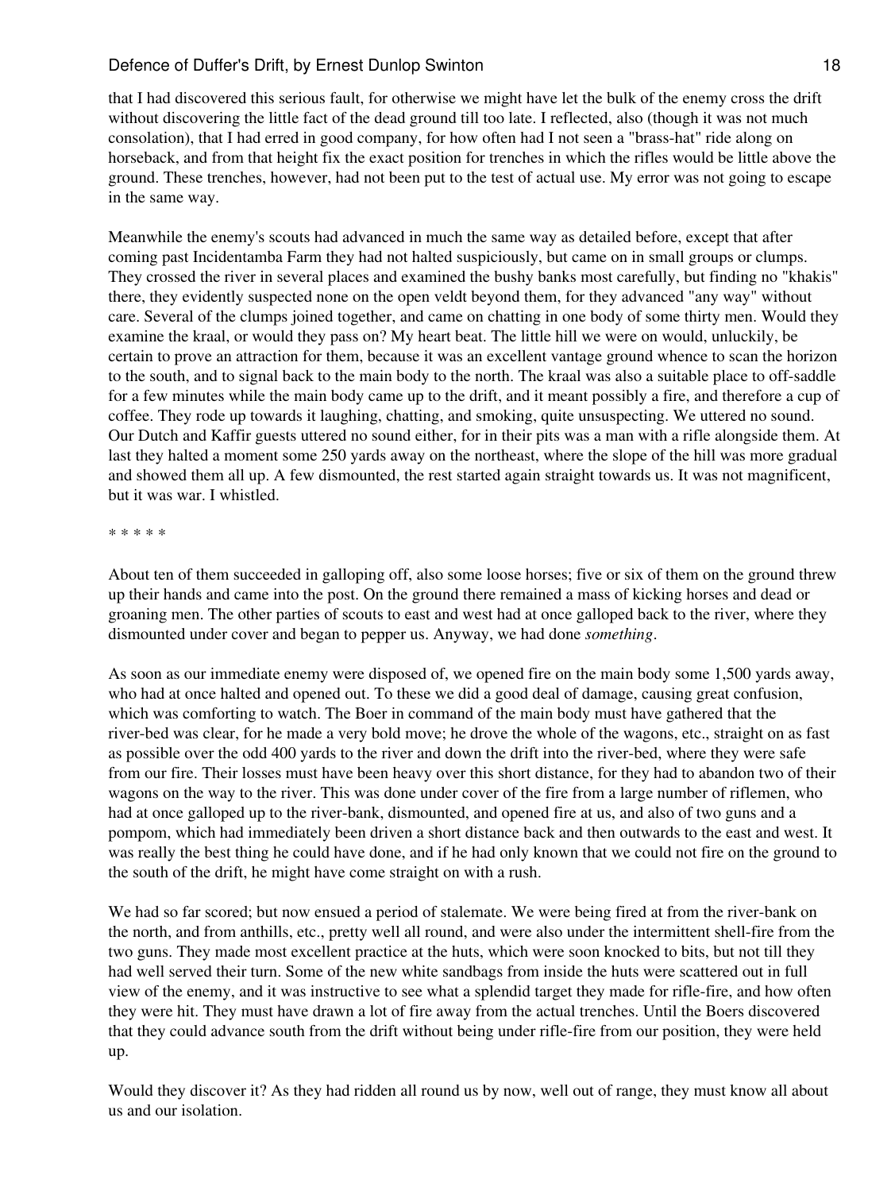that I had discovered this serious fault, for otherwise we might have let the bulk of the enemy cross the drift without discovering the little fact of the dead ground till too late. I reflected, also (though it was not much consolation), that I had erred in good company, for how often had I not seen a "brass-hat" ride along on horseback, and from that height fix the exact position for trenches in which the rifles would be little above the ground. These trenches, however, had not been put to the test of actual use. My error was not going to escape in the same way.

Meanwhile the enemy's scouts had advanced in much the same way as detailed before, except that after coming past Incidentamba Farm they had not halted suspiciously, but came on in small groups or clumps. They crossed the river in several places and examined the bushy banks most carefully, but finding no "khakis" there, they evidently suspected none on the open veldt beyond them, for they advanced "any way" without care. Several of the clumps joined together, and came on chatting in one body of some thirty men. Would they examine the kraal, or would they pass on? My heart beat. The little hill we were on would, unluckily, be certain to prove an attraction for them, because it was an excellent vantage ground whence to scan the horizon to the south, and to signal back to the main body to the north. The kraal was also a suitable place to off-saddle for a few minutes while the main body came up to the drift, and it meant possibly a fire, and therefore a cup of coffee. They rode up towards it laughing, chatting, and smoking, quite unsuspecting. We uttered no sound. Our Dutch and Kaffir guests uttered no sound either, for in their pits was a man with a rifle alongside them. At last they halted a moment some 250 yards away on the northeast, where the slope of the hill was more gradual and showed them all up. A few dismounted, the rest started again straight towards us. It was not magnificent, but it was war. I whistled.

* * * * *

About ten of them succeeded in galloping off, also some loose horses; five or six of them on the ground threw up their hands and came into the post. On the ground there remained a mass of kicking horses and dead or groaning men. The other parties of scouts to east and west had at once galloped back to the river, where they dismounted under cover and began to pepper us. Anyway, we had done *something*.

As soon as our immediate enemy were disposed of, we opened fire on the main body some 1,500 yards away, who had at once halted and opened out. To these we did a good deal of damage, causing great confusion, which was comforting to watch. The Boer in command of the main body must have gathered that the river-bed was clear, for he made a very bold move; he drove the whole of the wagons, etc., straight on as fast as possible over the odd 400 yards to the river and down the drift into the river-bed, where they were safe from our fire. Their losses must have been heavy over this short distance, for they had to abandon two of their wagons on the way to the river. This was done under cover of the fire from a large number of riflemen, who had at once galloped up to the river-bank, dismounted, and opened fire at us, and also of two guns and a pompom, which had immediately been driven a short distance back and then outwards to the east and west. It was really the best thing he could have done, and if he had only known that we could not fire on the ground to the south of the drift, he might have come straight on with a rush.

We had so far scored; but now ensued a period of stalemate. We were being fired at from the river-bank on the north, and from anthills, etc., pretty well all round, and were also under the intermittent shell-fire from the two guns. They made most excellent practice at the huts, which were soon knocked to bits, but not till they had well served their turn. Some of the new white sandbags from inside the huts were scattered out in full view of the enemy, and it was instructive to see what a splendid target they made for rifle-fire, and how often they were hit. They must have drawn a lot of fire away from the actual trenches. Until the Boers discovered that they could advance south from the drift without being under rifle-fire from our position, they were held up.

Would they discover it? As they had ridden all round us by now, well out of range, they must know all about us and our isolation.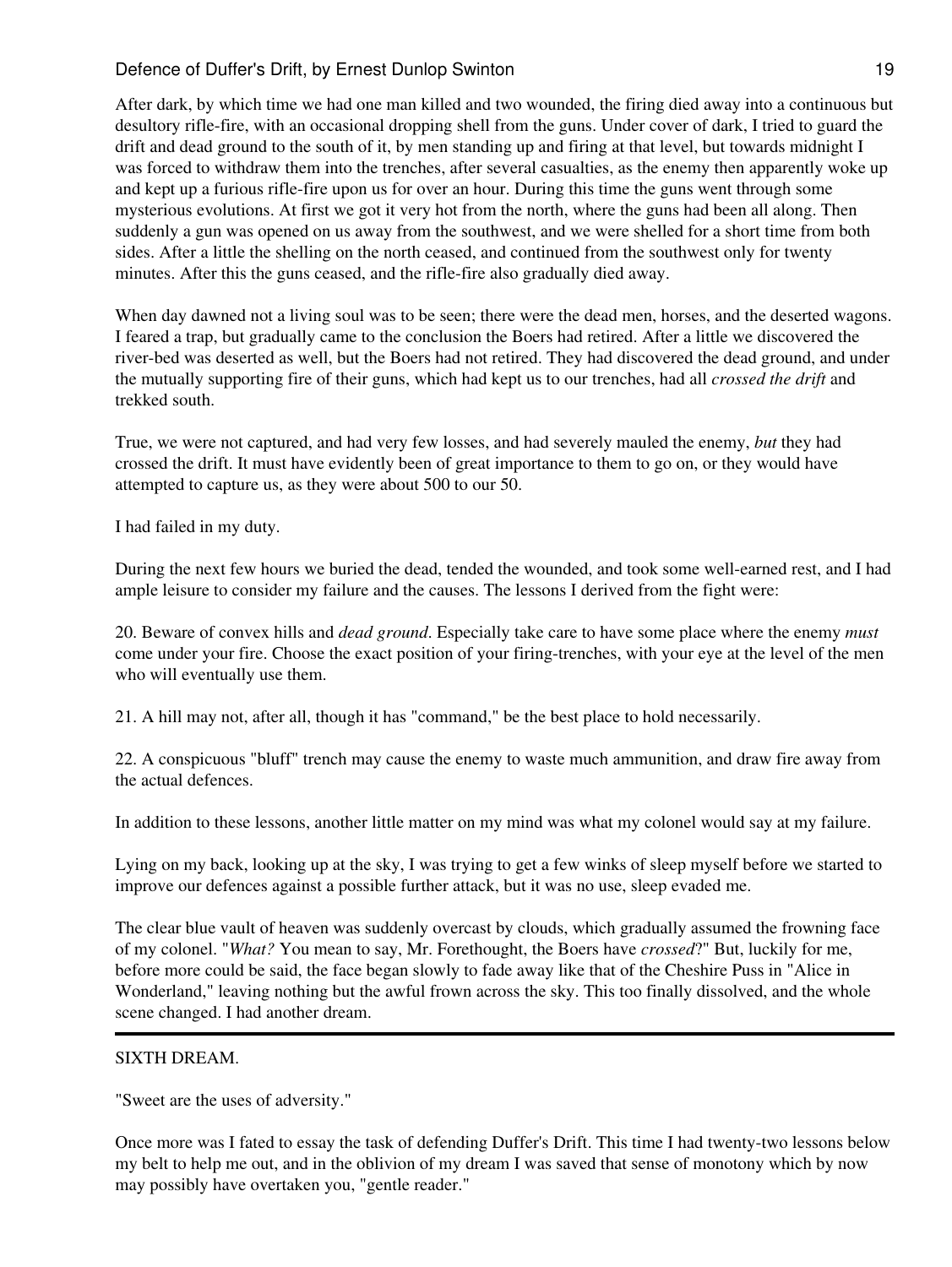After dark, by which time we had one man killed and two wounded, the firing died away into a continuous but desultory rifle-fire, with an occasional dropping shell from the guns. Under cover of dark, I tried to guard the drift and dead ground to the south of it, by men standing up and firing at that level, but towards midnight I was forced to withdraw them into the trenches, after several casualties, as the enemy then apparently woke up and kept up a furious rifle-fire upon us for over an hour. During this time the guns went through some mysterious evolutions. At first we got it very hot from the north, where the guns had been all along. Then suddenly a gun was opened on us away from the southwest, and we were shelled for a short time from both sides. After a little the shelling on the north ceased, and continued from the southwest only for twenty minutes. After this the guns ceased, and the rifle-fire also gradually died away.

When day dawned not a living soul was to be seen; there were the dead men, horses, and the deserted wagons. I feared a trap, but gradually came to the conclusion the Boers had retired. After a little we discovered the river-bed was deserted as well, but the Boers had not retired. They had discovered the dead ground, and under the mutually supporting fire of their guns, which had kept us to our trenches, had all *crossed the drift* and trekked south.

True, we were not captured, and had very few losses, and had severely mauled the enemy, *but* they had crossed the drift. It must have evidently been of great importance to them to go on, or they would have attempted to capture us, as they were about 500 to our 50.

I had failed in my duty.

During the next few hours we buried the dead, tended the wounded, and took some well-earned rest, and I had ample leisure to consider my failure and the causes. The lessons I derived from the fight were:

20. Beware of convex hills and *dead ground*. Especially take care to have some place where the enemy *must* come under your fire. Choose the exact position of your firing-trenches, with your eye at the level of the men who will eventually use them.

21. A hill may not, after all, though it has "command," be the best place to hold necessarily.

22. A conspicuous "bluff" trench may cause the enemy to waste much ammunition, and draw fire away from the actual defences.

In addition to these lessons, another little matter on my mind was what my colonel would say at my failure.

Lying on my back, looking up at the sky, I was trying to get a few winks of sleep myself before we started to improve our defences against a possible further attack, but it was no use, sleep evaded me.

The clear blue vault of heaven was suddenly overcast by clouds, which gradually assumed the frowning face of my colonel. "*What?* You mean to say, Mr. Forethought, the Boers have *crossed*?" But, luckily for me, before more could be said, the face began slowly to fade away like that of the Cheshire Puss in "Alice in Wonderland," leaving nothing but the awful frown across the sky. This too finally dissolved, and the whole scene changed. I had another dream.

---

## SIXTH DREAM.

"Sweet are the uses of adversity."

Once more was I fated to essay the task of defending Duffer's Drift. This time I had twenty-two lessons below my belt to help me out, and in the oblivion of my dream I was saved that sense of monotony which by now may possibly have overtaken you, "gentle reader."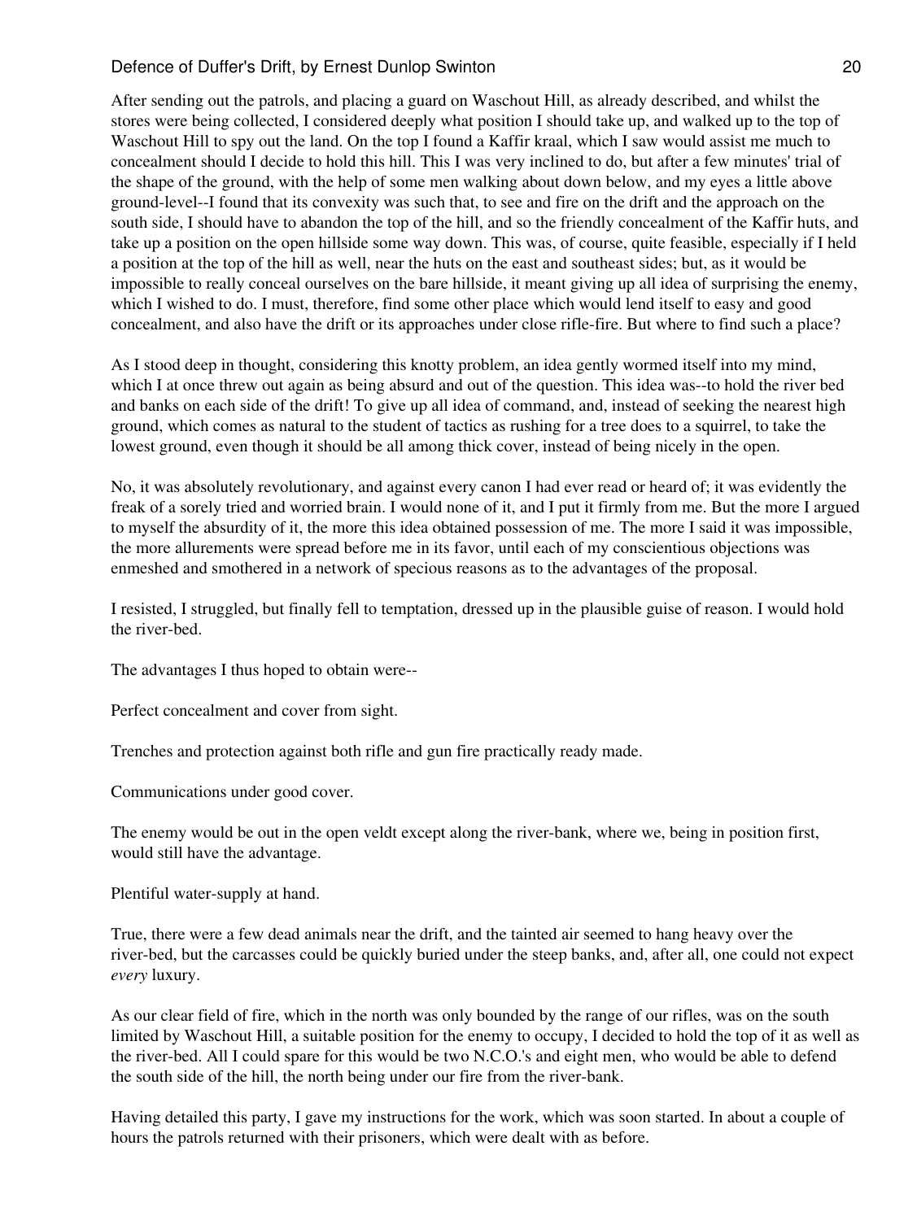After sending out the patrols, and placing a guard on Waschout Hill, as already described, and whilst the stores were being collected, I considered deeply what position I should take up, and walked up to the top of Waschout Hill to spy out the land. On the top I found a Kaffir kraal, which I saw would assist me much to concealment should I decide to hold this hill. This I was very inclined to do, but after a few minutes' trial of the shape of the ground, with the help of some men walking about down below, and my eyes a little above ground-level--I found that its convexity was such that, to see and fire on the drift and the approach on the south side, I should have to abandon the top of the hill, and so the friendly concealment of the Kaffir huts, and take up a position on the open hillside some way down. This was, of course, quite feasible, especially if I held a position at the top of the hill as well, near the huts on the east and southeast sides; but, as it would be impossible to really conceal ourselves on the bare hillside, it meant giving up all idea of surprising the enemy, which I wished to do. I must, therefore, find some other place which would lend itself to easy and good concealment, and also have the drift or its approaches under close rifle-fire. But where to find such a place?

As I stood deep in thought, considering this knotty problem, an idea gently wormed itself into my mind, which I at once threw out again as being absurd and out of the question. This idea was--to hold the river bed and banks on each side of the drift! To give up all idea of command, and, instead of seeking the nearest high ground, which comes as natural to the student of tactics as rushing for a tree does to a squirrel, to take the lowest ground, even though it should be all among thick cover, instead of being nicely in the open.

No, it was absolutely revolutionary, and against every canon I had ever read or heard of; it was evidently the freak of a sorely tried and worried brain. I would none of it, and I put it firmly from me. But the more I argued to myself the absurdity of it, the more this idea obtained possession of me. The more I said it was impossible, the more allurements were spread before me in its favor, until each of my conscientious objections was enmeshed and smothered in a network of specious reasons as to the advantages of the proposal.

I resisted, I struggled, but finally fell to temptation, dressed up in the plausible guise of reason. I would hold the river-bed.

The advantages I thus hoped to obtain were--

Perfect concealment and cover from sight.

Trenches and protection against both rifle and gun fire practically ready made.

Communications under good cover.

The enemy would be out in the open veldt except along the river-bank, where we, being in position first, would still have the advantage.

Plentiful water-supply at hand.

True, there were a few dead animals near the drift, and the tainted air seemed to hang heavy over the river-bed, but the carcasses could be quickly buried under the steep banks, and, after all, one could not expect *every* luxury.

As our clear field of fire, which in the north was only bounded by the range of our rifles, was on the south limited by Waschout Hill, a suitable position for the enemy to occupy, I decided to hold the top of it as well as the river-bed. All I could spare for this would be two N.C.O.'s and eight men, who would be able to defend the south side of the hill, the north being under our fire from the river-bank.

Having detailed this party, I gave my instructions for the work, which was soon started. In about a couple of hours the patrols returned with their prisoners, which were dealt with as before.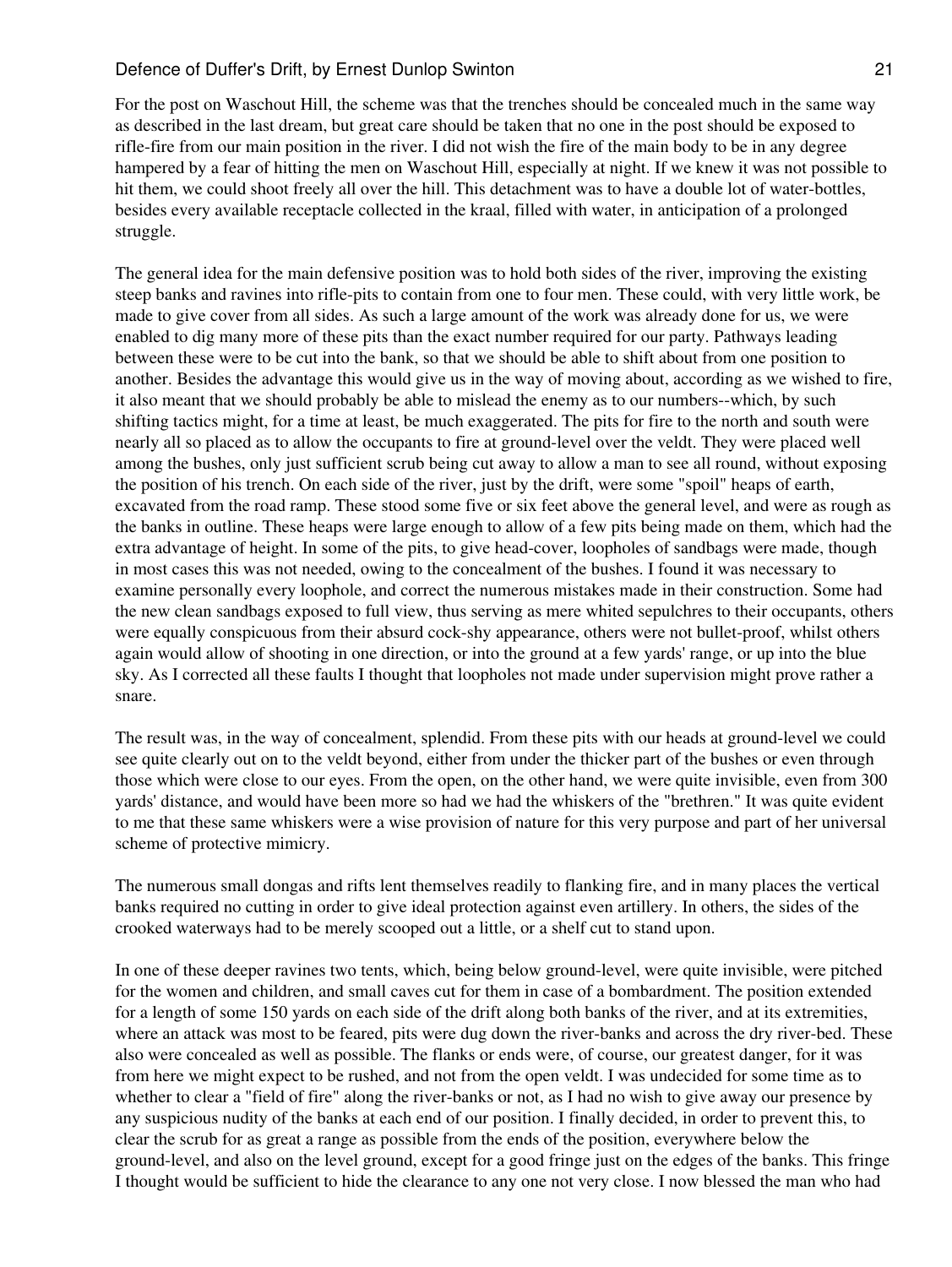For the post on Waschout Hill, the scheme was that the trenches should be concealed much in the same way as described in the last dream, but great care should be taken that no one in the post should be exposed to rifle-fire from our main position in the river. I did not wish the fire of the main body to be in any degree hampered by a fear of hitting the men on Waschout Hill, especially at night. If we knew it was not possible to hit them, we could shoot freely all over the hill. This detachment was to have a double lot of water-bottles, besides every available receptacle collected in the kraal, filled with water, in anticipation of a prolonged struggle.

The general idea for the main defensive position was to hold both sides of the river, improving the existing steep banks and ravines into rifle-pits to contain from one to four men. These could, with very little work, be made to give cover from all sides. As such a large amount of the work was already done for us, we were enabled to dig many more of these pits than the exact number required for our party. Pathways leading between these were to be cut into the bank, so that we should be able to shift about from one position to another. Besides the advantage this would give us in the way of moving about, according as we wished to fire, it also meant that we should probably be able to mislead the enemy as to our numbers--which, by such shifting tactics might, for a time at least, be much exaggerated. The pits for fire to the north and south were nearly all so placed as to allow the occupants to fire at ground-level over the veldt. They were placed well among the bushes, only just sufficient scrub being cut away to allow a man to see all round, without exposing the position of his trench. On each side of the river, just by the drift, were some "spoil" heaps of earth, excavated from the road ramp. These stood some five or six feet above the general level, and were as rough as the banks in outline. These heaps were large enough to allow of a few pits being made on them, which had the extra advantage of height. In some of the pits, to give head-cover, loopholes of sandbags were made, though in most cases this was not needed, owing to the concealment of the bushes. I found it was necessary to examine personally every loophole, and correct the numerous mistakes made in their construction. Some had the new clean sandbags exposed to full view, thus serving as mere whited sepulchres to their occupants, others were equally conspicuous from their absurd cock-shy appearance, others were not bullet-proof, whilst others again would allow of shooting in one direction, or into the ground at a few yards' range, or up into the blue sky. As I corrected all these faults I thought that loopholes not made under supervision might prove rather a snare.

The result was, in the way of concealment, splendid. From these pits with our heads at ground-level we could see quite clearly out on to the veldt beyond, either from under the thicker part of the bushes or even through those which were close to our eyes. From the open, on the other hand, we were quite invisible, even from 300 yards' distance, and would have been more so had we had the whiskers of the "brethren." It was quite evident to me that these same whiskers were a wise provision of nature for this very purpose and part of her universal scheme of protective mimicry.

The numerous small dongas and rifts lent themselves readily to flanking fire, and in many places the vertical banks required no cutting in order to give ideal protection against even artillery. In others, the sides of the crooked waterways had to be merely scooped out a little, or a shelf cut to stand upon.

In one of these deeper ravines two tents, which, being below ground-level, were quite invisible, were pitched for the women and children, and small caves cut for them in case of a bombardment. The position extended for a length of some 150 yards on each side of the drift along both banks of the river, and at its extremities, where an attack was most to be feared, pits were dug down the river-banks and across the dry river-bed. These also were concealed as well as possible. The flanks or ends were, of course, our greatest danger, for it was from here we might expect to be rushed, and not from the open veldt. I was undecided for some time as to whether to clear a "field of fire" along the river-banks or not, as I had no wish to give away our presence by any suspicious nudity of the banks at each end of our position. I finally decided, in order to prevent this, to clear the scrub for as great a range as possible from the ends of the position, everywhere below the ground-level, and also on the level ground, except for a good fringe just on the edges of the banks. This fringe I thought would be sufficient to hide the clearance to any one not very close. I now blessed the man who had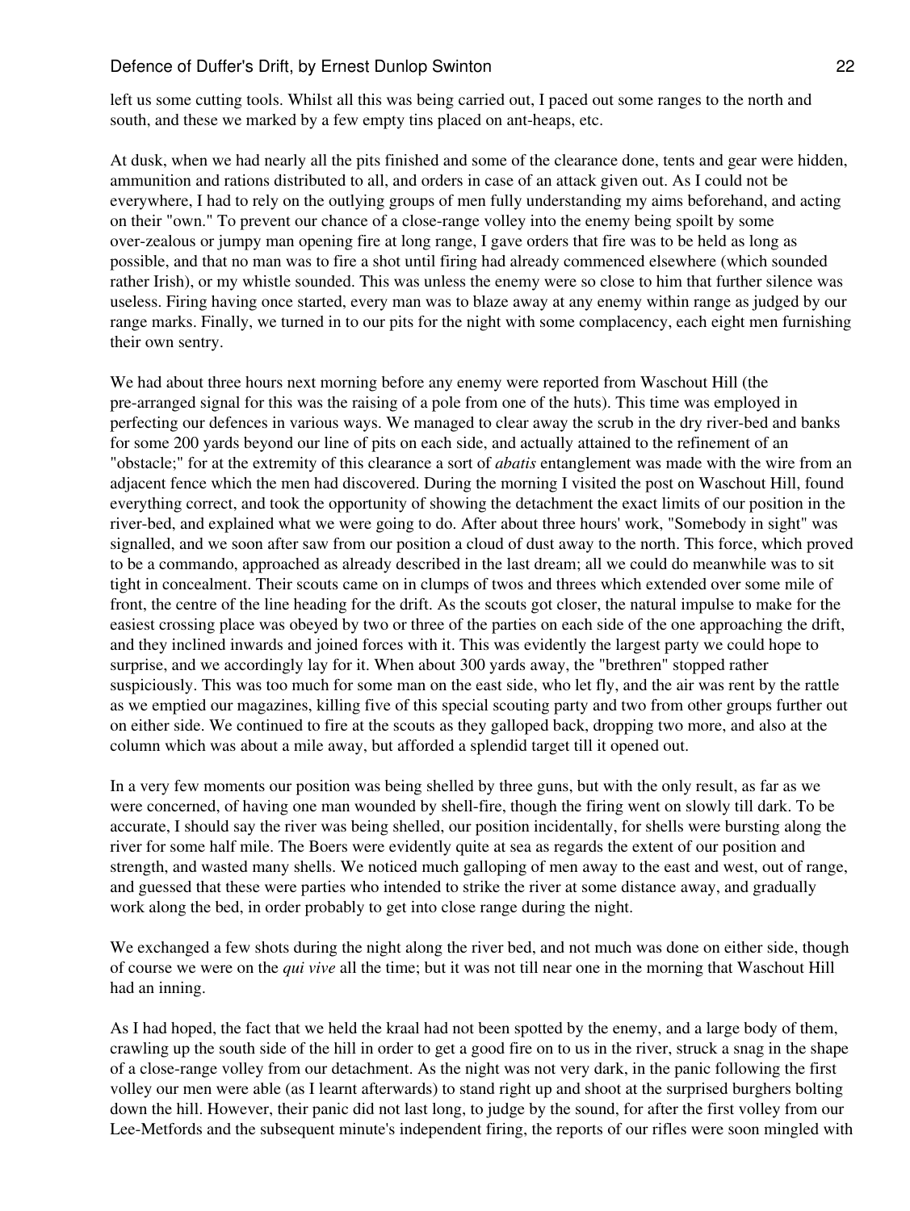left us some cutting tools. Whilst all this was being carried out, I paced out some ranges to the north and south, and these we marked by a few empty tins placed on ant-heaps, etc.

At dusk, when we had nearly all the pits finished and some of the clearance done, tents and gear were hidden, ammunition and rations distributed to all, and orders in case of an attack given out. As I could not be everywhere, I had to rely on the outlying groups of men fully understanding my aims beforehand, and acting on their "own." To prevent our chance of a close-range volley into the enemy being spoilt by some over-zealous or jumpy man opening fire at long range, I gave orders that fire was to be held as long as possible, and that no man was to fire a shot until firing had already commenced elsewhere (which sounded rather Irish), or my whistle sounded. This was unless the enemy were so close to him that further silence was useless. Firing having once started, every man was to blaze away at any enemy within range as judged by our range marks. Finally, we turned in to our pits for the night with some complacency, each eight men furnishing their own sentry.

We had about three hours next morning before any enemy were reported from Waschout Hill (the pre-arranged signal for this was the raising of a pole from one of the huts). This time was employed in perfecting our defences in various ways. We managed to clear away the scrub in the dry river-bed and banks for some 200 yards beyond our line of pits on each side, and actually attained to the refinement of an "obstacle;" for at the extremity of this clearance a sort of *abatis* entanglement was made with the wire from an adjacent fence which the men had discovered. During the morning I visited the post on Waschout Hill, found everything correct, and took the opportunity of showing the detachment the exact limits of our position in the river-bed, and explained what we were going to do. After about three hours' work, "Somebody in sight" was signalled, and we soon after saw from our position a cloud of dust away to the north. This force, which proved to be a commando, approached as already described in the last dream; all we could do meanwhile was to sit tight in concealment. Their scouts came on in clumps of twos and threes which extended over some mile of front, the centre of the line heading for the drift. As the scouts got closer, the natural impulse to make for the easiest crossing place was obeyed by two or three of the parties on each side of the one approaching the drift, and they inclined inwards and joined forces with it. This was evidently the largest party we could hope to surprise, and we accordingly lay for it. When about 300 yards away, the "brethren" stopped rather suspiciously. This was too much for some man on the east side, who let fly, and the air was rent by the rattle as we emptied our magazines, killing five of this special scouting party and two from other groups further out on either side. We continued to fire at the scouts as they galloped back, dropping two more, and also at the column which was about a mile away, but afforded a splendid target till it opened out.

In a very few moments our position was being shelled by three guns, but with the only result, as far as we were concerned, of having one man wounded by shell-fire, though the firing went on slowly till dark. To be accurate, I should say the river was being shelled, our position incidentally, for shells were bursting along the river for some half mile. The Boers were evidently quite at sea as regards the extent of our position and strength, and wasted many shells. We noticed much galloping of men away to the east and west, out of range, and guessed that these were parties who intended to strike the river at some distance away, and gradually work along the bed, in order probably to get into close range during the night.

We exchanged a few shots during the night along the river bed, and not much was done on either side, though of course we were on the *qui vive* all the time; but it was not till near one in the morning that Waschout Hill had an inning.

As I had hoped, the fact that we held the kraal had not been spotted by the enemy, and a large body of them, crawling up the south side of the hill in order to get a good fire on to us in the river, struck a snag in the shape of a close-range volley from our detachment. As the night was not very dark, in the panic following the first volley our men were able (as I learnt afterwards) to stand right up and shoot at the surprised burghers bolting down the hill. However, their panic did not last long, to judge by the sound, for after the first volley from our Lee-Metfords and the subsequent minute's independent firing, the reports of our rifles were soon mingled with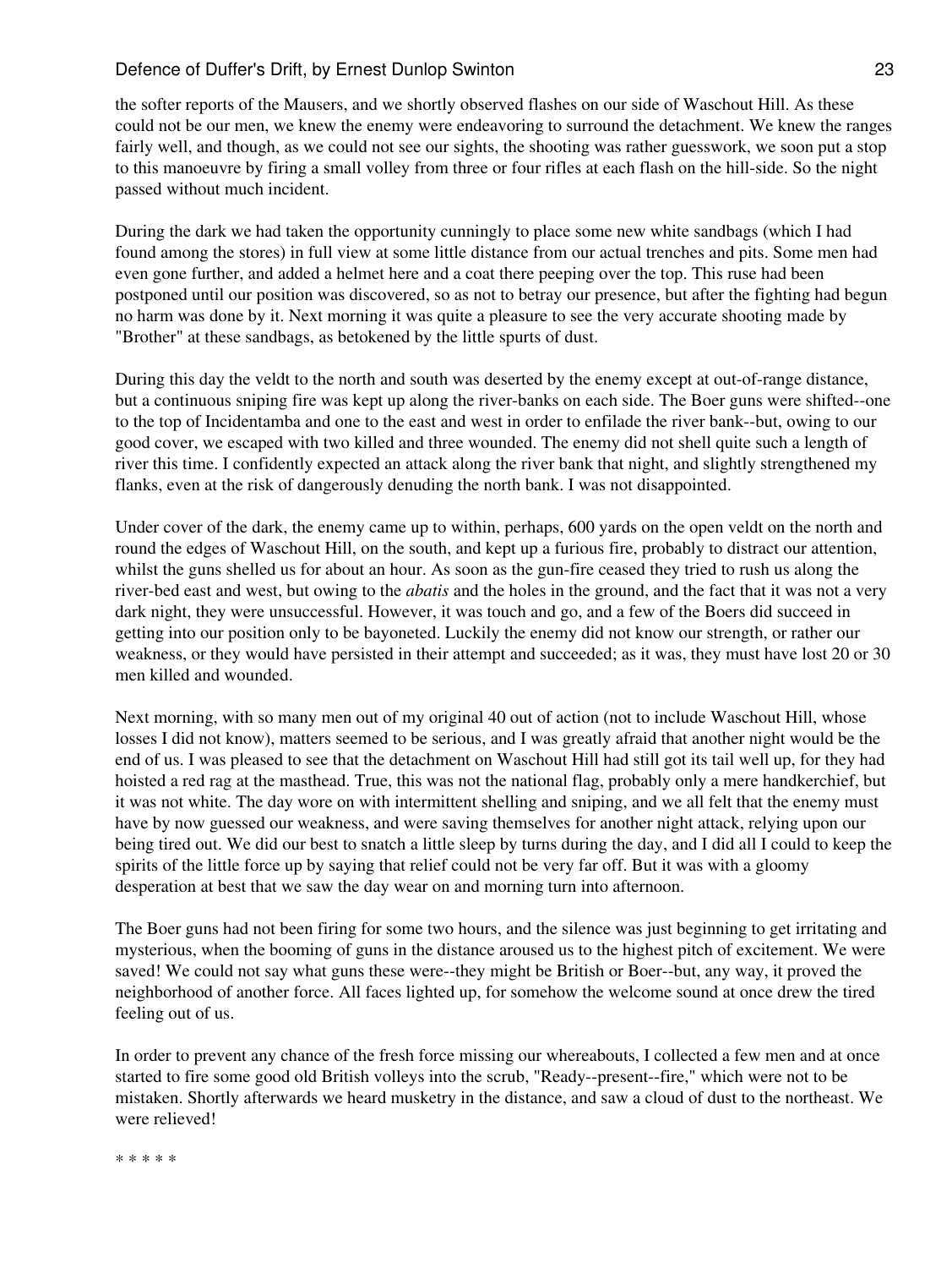the softer reports of the Mausers, and we shortly observed flashes on our side of Waschout Hill. As these could not be our men, we knew the enemy were endeavoring to surround the detachment. We knew the ranges fairly well, and though, as we could not see our sights, the shooting was rather guesswork, we soon put a stop to this manoeuvre by firing a small volley from three or four rifles at each flash on the hill-side. So the night passed without much incident.

During the dark we had taken the opportunity cunningly to place some new white sandbags (which I had found among the stores) in full view at some little distance from our actual trenches and pits. Some men had even gone further, and added a helmet here and a coat there peeping over the top. This ruse had been postponed until our position was discovered, so as not to betray our presence, but after the fighting had begun no harm was done by it. Next morning it was quite a pleasure to see the very accurate shooting made by "Brother" at these sandbags, as betokened by the little spurts of dust.

During this day the veldt to the north and south was deserted by the enemy except at out-of-range distance, but a continuous sniping fire was kept up along the river-banks on each side. The Boer guns were shifted--one to the top of Incidentamba and one to the east and west in order to enfilade the river bank--but, owing to our good cover, we escaped with two killed and three wounded. The enemy did not shell quite such a length of river this time. I confidently expected an attack along the river bank that night, and slightly strengthened my flanks, even at the risk of dangerously denuding the north bank. I was not disappointed.

Under cover of the dark, the enemy came up to within, perhaps, 600 yards on the open veldt on the north and round the edges of Waschout Hill, on the south, and kept up a furious fire, probably to distract our attention, whilst the guns shelled us for about an hour. As soon as the gun-fire ceased they tried to rush us along the river-bed east and west, but owing to the *abatis* and the holes in the ground, and the fact that it was not a very dark night, they were unsuccessful. However, it was touch and go, and a few of the Boers did succeed in getting into our position only to be bayoneted. Luckily the enemy did not know our strength, or rather our weakness, or they would have persisted in their attempt and succeeded; as it was, they must have lost 20 or 30 men killed and wounded.

Next morning, with so many men out of my original 40 out of action (not to include Waschout Hill, whose losses I did not know), matters seemed to be serious, and I was greatly afraid that another night would be the end of us. I was pleased to see that the detachment on Waschout Hill had still got its tail well up, for they had hoisted a red rag at the masthead. True, this was not the national flag, probably only a mere handkerchief, but it was not white. The day wore on with intermittent shelling and sniping, and we all felt that the enemy must have by now guessed our weakness, and were saving themselves for another night attack, relying upon our being tired out. We did our best to snatch a little sleep by turns during the day, and I did all I could to keep the spirits of the little force up by saying that relief could not be very far off. But it was with a gloomy desperation at best that we saw the day wear on and morning turn into afternoon.

The Boer guns had not been firing for some two hours, and the silence was just beginning to get irritating and mysterious, when the booming of guns in the distance aroused us to the highest pitch of excitement. We were saved! We could not say what guns these were--they might be British or Boer--but, any way, it proved the neighborhood of another force. All faces lighted up, for somehow the welcome sound at once drew the tired feeling out of us.

In order to prevent any chance of the fresh force missing our whereabouts, I collected a few men and at once started to fire some good old British volleys into the scrub, "Ready--present--fire," which were not to be mistaken. Shortly afterwards we heard musketry in the distance, and saw a cloud of dust to the northeast. We were relieved!

* * * * *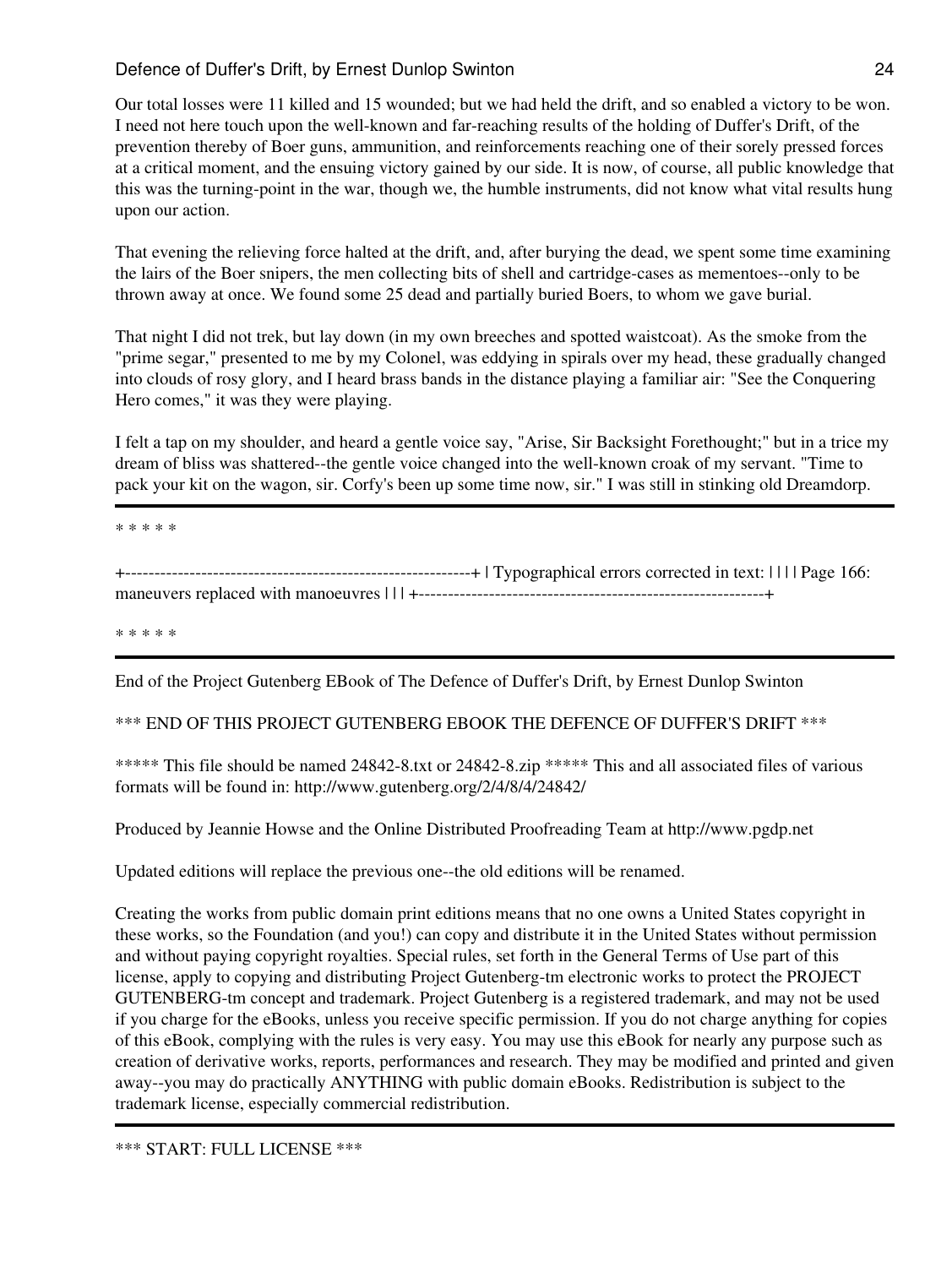Our total losses were 11 killed and 15 wounded; but we had held the drift, and so enabled a victory to be won. I need not here touch upon the well-known and far-reaching results of the holding of Duffer's Drift, of the prevention thereby of Boer guns, ammunition, and reinforcements reaching one of their sorely pressed forces at a critical moment, and the ensuing victory gained by our side. It is now, of course, all public knowledge that this was the turning-point in the war, though we, the humble instruments, did not know what vital results hung upon our action.

That evening the relieving force halted at the drift, and, after burying the dead, we spent some time examining the lairs of the Boer snipers, the men collecting bits of shell and cartridge-cases as mementoes--only to be thrown away at once. We found some 25 dead and partially buried Boers, to whom we gave burial.

That night I did not trek, but lay down (in my own breeches and spotted waistcoat). As the smoke from the "prime segar," presented to me by my Colonel, was eddying in spirals over my head, these gradually changed into clouds of rosy glory, and I heard brass bands in the distance playing a familiar air: "See the Conquering Hero comes," it was they were playing.

I felt a tap on my shoulder, and heard a gentle voice say, "Arise, Sir Backsight Forethought;" but in a trice my dream of bliss was shattered--the gentle voice changed into the well-known croak of my servant. "Time to pack your kit on the wagon, sir. Corfy's been up some time now, sir." I was still in stinking old Dreamdorp.

---

* * * * *

+-----------------------------------------------------------+ | Typographical errors corrected in text: | | | | Page 166: maneuvers replaced with manoeuvres | | | +-----------------------------------------------------------+

* * * * *

---

End of the Project Gutenberg EBook of The Defence of Duffer's Drift, by Ernest Dunlop Swinton

*** END OF THIS PROJECT GUTENBERG EBOOK THE DEFENCE OF DUFFER'S DRIFT ***

***** This file should be named 24842-8.txt or 24842-8.zip ***** This and all associated files of various formats will be found in: http://www.gutenberg.org/2/4/8/4/24842/

Produced by Jeannie Howse and the Online Distributed Proofreading Team at http://www.pgdp.net

Updated editions will replace the previous one--the old editions will be renamed.

Creating the works from public domain print editions means that no one owns a United States copyright in these works, so the Foundation (and you!) can copy and distribute it in the United States without permission and without paying copyright royalties. Special rules, set forth in the General Terms of Use part of this license, apply to copying and distributing Project Gutenberg-tm electronic works to protect the PROJECT GUTENBERG-tm concept and trademark. Project Gutenberg is a registered trademark, and may not be used if you charge for the eBooks, unless you receive specific permission. If you do not charge anything for copies of this eBook, complying with the rules is very easy. You may use this eBook for nearly any purpose such as creation of derivative works, reports, performances and research. They may be modified and printed and given away--you may do practically ANYTHING with public domain eBooks. Redistribution is subject to the trademark license, especially commercial redistribution.

---

*** START: FULL LICENSE ***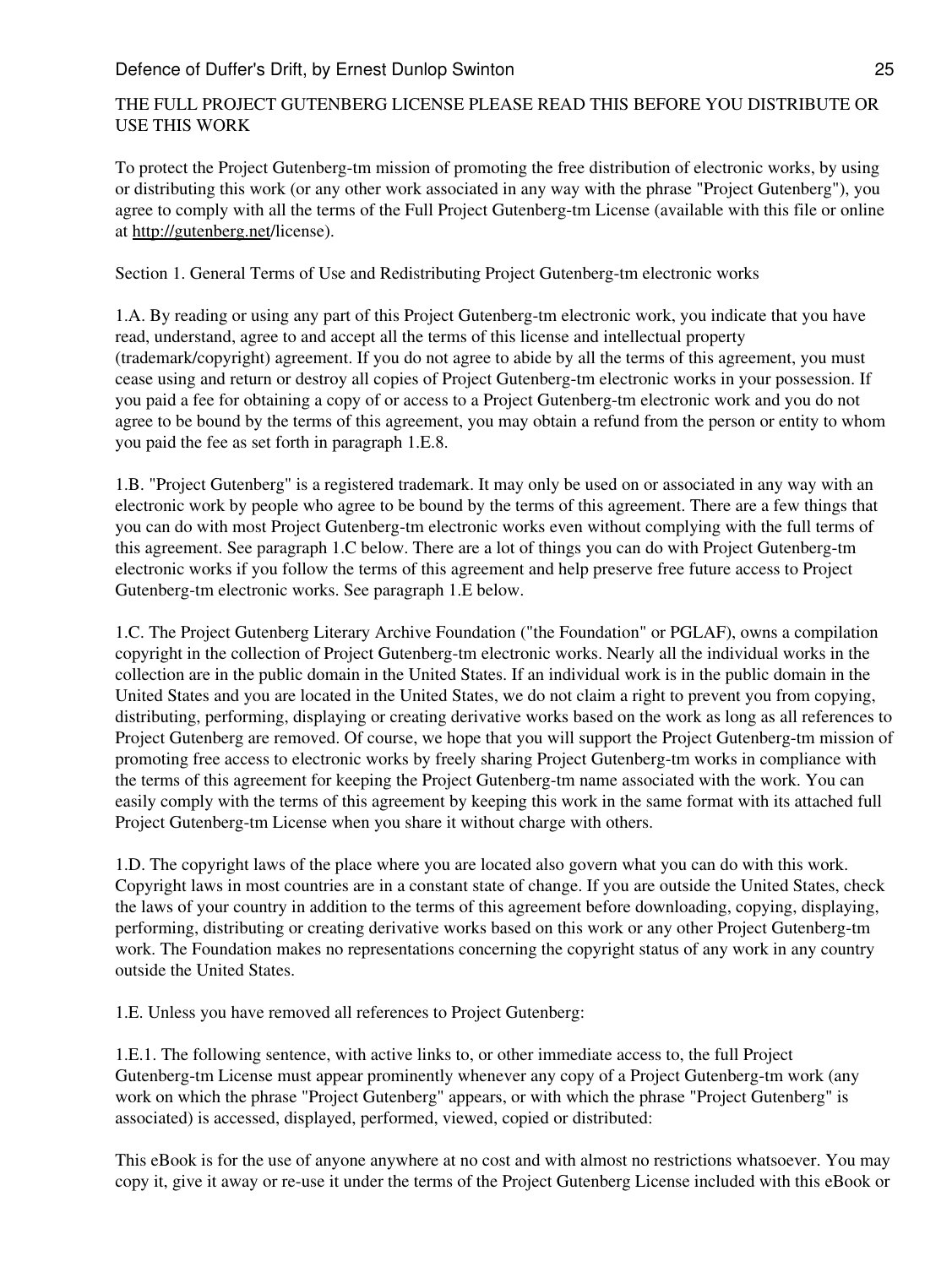THE FULL PROJECT GUTENBERG LICENSE PLEASE READ THIS BEFORE YOU DISTRIBUTE OR USE THIS WORK

To protect the Project Gutenberg-tm mission of promoting the free distribution of electronic works, by using or distributing this work (or any other work associated in any way with the phrase "Project Gutenberg"), you agree to comply with all the terms of the Full Project Gutenberg-tm License (available with this file or online at http://gutenberg.net/license).

Section 1. General Terms of Use and Redistributing Project Gutenberg-tm electronic works

1.A. By reading or using any part of this Project Gutenberg-tm electronic work, you indicate that you have read, understand, agree to and accept all the terms of this license and intellectual property (trademark/copyright) agreement. If you do not agree to abide by all the terms of this agreement, you must cease using and return or destroy all copies of Project Gutenberg-tm electronic works in your possession. If you paid a fee for obtaining a copy of or access to a Project Gutenberg-tm electronic work and you do not agree to be bound by the terms of this agreement, you may obtain a refund from the person or entity to whom you paid the fee as set forth in paragraph 1.E.8.

1.B. "Project Gutenberg" is a registered trademark. It may only be used on or associated in any way with an electronic work by people who agree to be bound by the terms of this agreement. There are a few things that you can do with most Project Gutenberg-tm electronic works even without complying with the full terms of this agreement. See paragraph 1.C below. There are a lot of things you can do with Project Gutenberg-tm electronic works if you follow the terms of this agreement and help preserve free future access to Project Gutenberg-tm electronic works. See paragraph 1.E below.

1.C. The Project Gutenberg Literary Archive Foundation ("the Foundation" or PGLAF), owns a compilation copyright in the collection of Project Gutenberg-tm electronic works. Nearly all the individual works in the collection are in the public domain in the United States. If an individual work is in the public domain in the United States and you are located in the United States, we do not claim a right to prevent you from copying, distributing, performing, displaying or creating derivative works based on the work as long as all references to Project Gutenberg are removed. Of course, we hope that you will support the Project Gutenberg-tm mission of promoting free access to electronic works by freely sharing Project Gutenberg-tm works in compliance with the terms of this agreement for keeping the Project Gutenberg-tm name associated with the work. You can easily comply with the terms of this agreement by keeping this work in the same format with its attached full Project Gutenberg-tm License when you share it without charge with others.

1.D. The copyright laws of the place where you are located also govern what you can do with this work. Copyright laws in most countries are in a constant state of change. If you are outside the United States, check the laws of your country in addition to the terms of this agreement before downloading, copying, displaying, performing, distributing or creating derivative works based on this work or any other Project Gutenberg-tm work. The Foundation makes no representations concerning the copyright status of any work in any country outside the United States.

1.E. Unless you have removed all references to Project Gutenberg:

1.E.1. The following sentence, with active links to, or other immediate access to, the full Project Gutenberg-tm License must appear prominently whenever any copy of a Project Gutenberg-tm work (any work on which the phrase "Project Gutenberg" appears, or with which the phrase "Project Gutenberg" is associated) is accessed, displayed, performed, viewed, copied or distributed:

This eBook is for the use of anyone anywhere at no cost and with almost no restrictions whatsoever. You may copy it, give it away or re-use it under the terms of the Project Gutenberg License included with this eBook or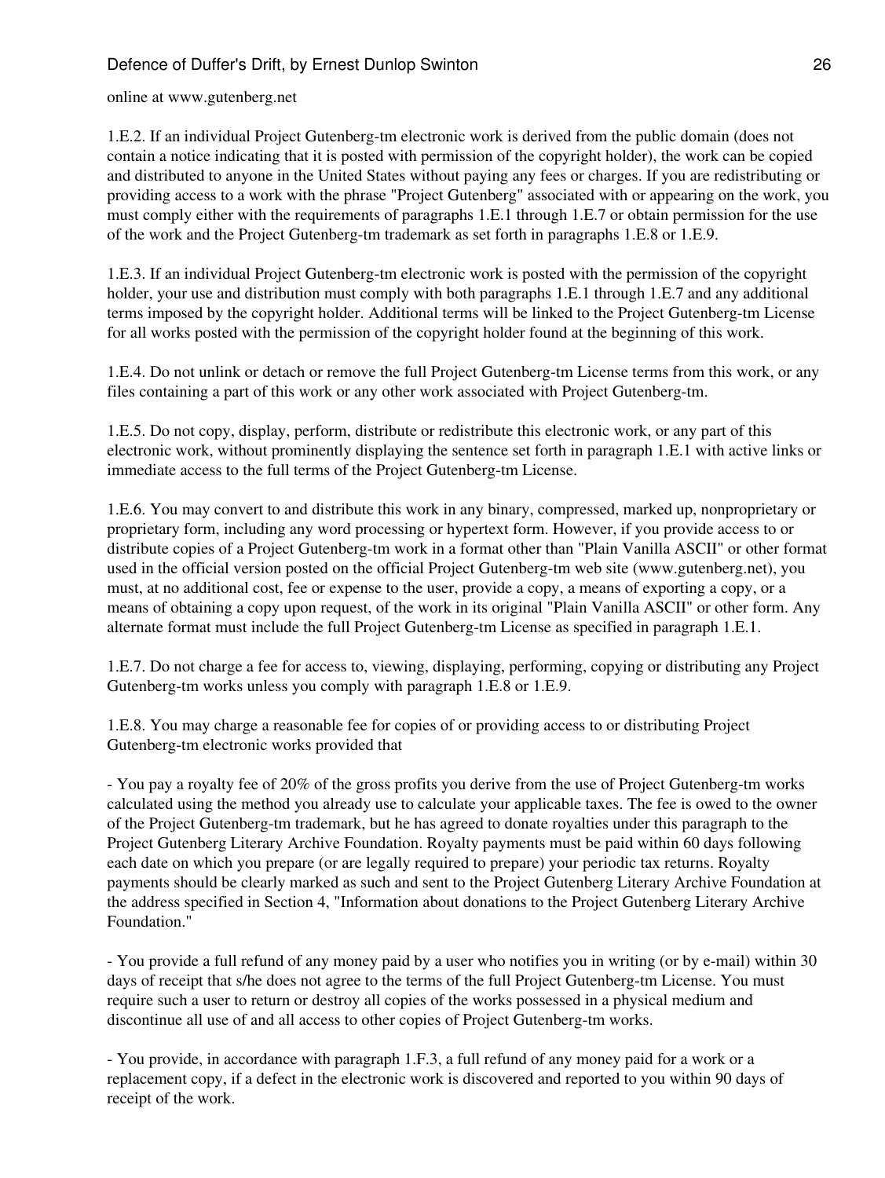online at www.gutenberg.net

1.E.2. If an individual Project Gutenberg-tm electronic work is derived from the public domain (does not contain a notice indicating that it is posted with permission of the copyright holder), the work can be copied and distributed to anyone in the United States without paying any fees or charges. If you are redistributing or providing access to a work with the phrase "Project Gutenberg" associated with or appearing on the work, you must comply either with the requirements of paragraphs 1.E.1 through 1.E.7 or obtain permission for the use of the work and the Project Gutenberg-tm trademark as set forth in paragraphs 1.E.8 or 1.E.9.

1.E.3. If an individual Project Gutenberg-tm electronic work is posted with the permission of the copyright holder, your use and distribution must comply with both paragraphs 1.E.1 through 1.E.7 and any additional terms imposed by the copyright holder. Additional terms will be linked to the Project Gutenberg-tm License for all works posted with the permission of the copyright holder found at the beginning of this work.

1.E.4. Do not unlink or detach or remove the full Project Gutenberg-tm License terms from this work, or any files containing a part of this work or any other work associated with Project Gutenberg-tm.

1.E.5. Do not copy, display, perform, distribute or redistribute this electronic work, or any part of this electronic work, without prominently displaying the sentence set forth in paragraph 1.E.1 with active links or immediate access to the full terms of the Project Gutenberg-tm License.

1.E.6. You may convert to and distribute this work in any binary, compressed, marked up, nonproprietary or proprietary form, including any word processing or hypertext form. However, if you provide access to or distribute copies of a Project Gutenberg-tm work in a format other than "Plain Vanilla ASCII" or other format used in the official version posted on the official Project Gutenberg-tm web site (www.gutenberg.net), you must, at no additional cost, fee or expense to the user, provide a copy, a means of exporting a copy, or a means of obtaining a copy upon request, of the work in its original "Plain Vanilla ASCII" or other form. Any alternate format must include the full Project Gutenberg-tm License as specified in paragraph 1.E.1.

1.E.7. Do not charge a fee for access to, viewing, displaying, performing, copying or distributing any Project Gutenberg-tm works unless you comply with paragraph 1.E.8 or 1.E.9.

1.E.8. You may charge a reasonable fee for copies of or providing access to or distributing Project Gutenberg-tm electronic works provided that

- You pay a royalty fee of 20% of the gross profits you derive from the use of Project Gutenberg-tm works calculated using the method you already use to calculate your applicable taxes. The fee is owed to the owner of the Project Gutenberg-tm trademark, but he has agreed to donate royalties under this paragraph to the Project Gutenberg Literary Archive Foundation. Royalty payments must be paid within 60 days following each date on which you prepare (or are legally required to prepare) your periodic tax returns. Royalty payments should be clearly marked as such and sent to the Project Gutenberg Literary Archive Foundation at the address specified in Section 4, "Information about donations to the Project Gutenberg Literary Archive Foundation."

- You provide a full refund of any money paid by a user who notifies you in writing (or by e-mail) within 30 days of receipt that s/he does not agree to the terms of the full Project Gutenberg-tm License. You must require such a user to return or destroy all copies of the works possessed in a physical medium and discontinue all use of and all access to other copies of Project Gutenberg-tm works.

- You provide, in accordance with paragraph 1.F.3, a full refund of any money paid for a work or a replacement copy, if a defect in the electronic work is discovered and reported to you within 90 days of receipt of the work.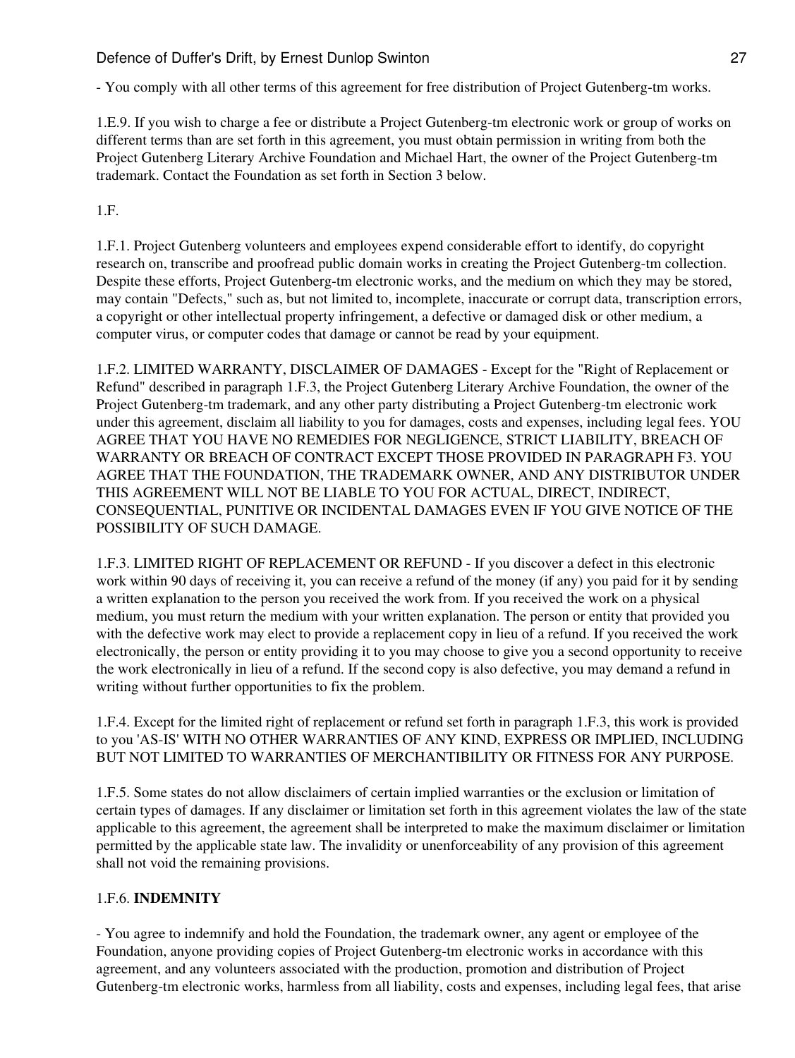- You comply with all other terms of this agreement for free distribution of Project Gutenberg-tm works.

1.E.9. If you wish to charge a fee or distribute a Project Gutenberg-tm electronic work or group of works on different terms than are set forth in this agreement, you must obtain permission in writing from both the Project Gutenberg Literary Archive Foundation and Michael Hart, the owner of the Project Gutenberg-tm trademark. Contact the Foundation as set forth in Section 3 below.

1.F.

1.F.1. Project Gutenberg volunteers and employees expend considerable effort to identify, do copyright research on, transcribe and proofread public domain works in creating the Project Gutenberg-tm collection. Despite these efforts, Project Gutenberg-tm electronic works, and the medium on which they may be stored, may contain "Defects," such as, but not limited to, incomplete, inaccurate or corrupt data, transcription errors, a copyright or other intellectual property infringement, a defective or damaged disk or other medium, a computer virus, or computer codes that damage or cannot be read by your equipment.

1.F.2. LIMITED WARRANTY, DISCLAIMER OF DAMAGES - Except for the "Right of Replacement or Refund" described in paragraph 1.F.3, the Project Gutenberg Literary Archive Foundation, the owner of the Project Gutenberg-tm trademark, and any other party distributing a Project Gutenberg-tm electronic work under this agreement, disclaim all liability to you for damages, costs and expenses, including legal fees. YOU AGREE THAT YOU HAVE NO REMEDIES FOR NEGLIGENCE, STRICT LIABILITY, BREACH OF WARRANTY OR BREACH OF CONTRACT EXCEPT THOSE PROVIDED IN PARAGRAPH F3. YOU AGREE THAT THE FOUNDATION, THE TRADEMARK OWNER, AND ANY DISTRIBUTOR UNDER THIS AGREEMENT WILL NOT BE LIABLE TO YOU FOR ACTUAL, DIRECT, INDIRECT, CONSEQUENTIAL, PUNITIVE OR INCIDENTAL DAMAGES EVEN IF YOU GIVE NOTICE OF THE POSSIBILITY OF SUCH DAMAGE.

1.F.3. LIMITED RIGHT OF REPLACEMENT OR REFUND - If you discover a defect in this electronic work within 90 days of receiving it, you can receive a refund of the money (if any) you paid for it by sending a written explanation to the person you received the work from. If you received the work on a physical medium, you must return the medium with your written explanation. The person or entity that provided you with the defective work may elect to provide a replacement copy in lieu of a refund. If you received the work electronically, the person or entity providing it to you may choose to give you a second opportunity to receive the work electronically in lieu of a refund. If the second copy is also defective, you may demand a refund in writing without further opportunities to fix the problem.

1.F.4. Except for the limited right of replacement or refund set forth in paragraph 1.F.3, this work is provided to you 'AS-IS' WITH NO OTHER WARRANTIES OF ANY KIND, EXPRESS OR IMPLIED, INCLUDING BUT NOT LIMITED TO WARRANTIES OF MERCHANTIBILITY OR FITNESS FOR ANY PURPOSE.

1.F.5. Some states do not allow disclaimers of certain implied warranties or the exclusion or limitation of certain types of damages. If any disclaimer or limitation set forth in this agreement violates the law of the state applicable to this agreement, the agreement shall be interpreted to make the maximum disclaimer or limitation permitted by the applicable state law. The invalidity or unenforceability of any provision of this agreement shall not void the remaining provisions.

1.F.6. **INDEMNITY**

- You agree to indemnify and hold the Foundation, the trademark owner, any agent or employee of the Foundation, anyone providing copies of Project Gutenberg-tm electronic works in accordance with this agreement, and any volunteers associated with the production, promotion and distribution of Project Gutenberg-tm electronic works, harmless from all liability, costs and expenses, including legal fees, that arise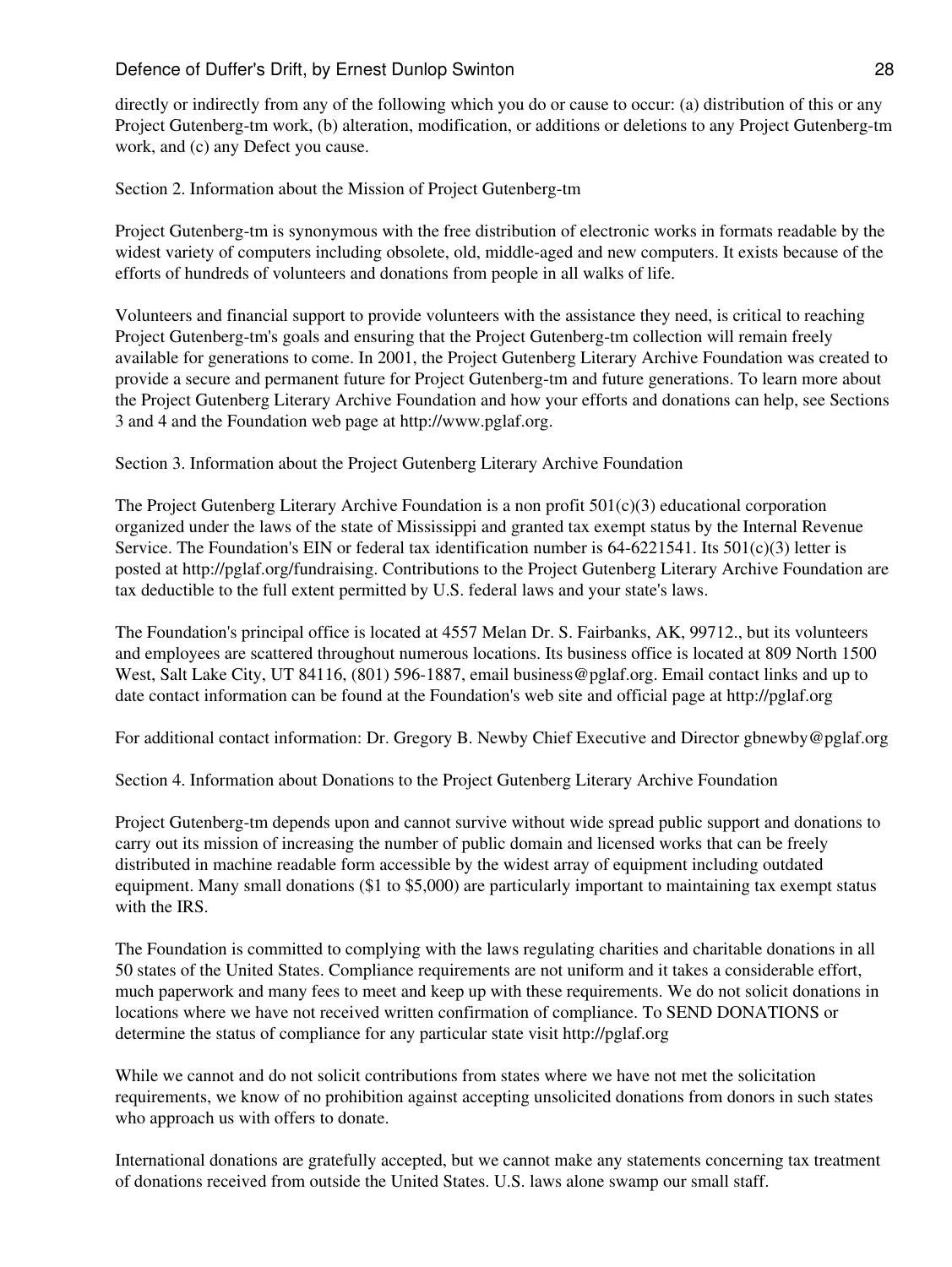directly or indirectly from any of the following which you do or cause to occur: (a) distribution of this or any Project Gutenberg-tm work, (b) alteration, modification, or additions or deletions to any Project Gutenberg-tm work, and (c) any Defect you cause.

Section 2. Information about the Mission of Project Gutenberg-tm

Project Gutenberg-tm is synonymous with the free distribution of electronic works in formats readable by the widest variety of computers including obsolete, old, middle-aged and new computers. It exists because of the efforts of hundreds of volunteers and donations from people in all walks of life.

Volunteers and financial support to provide volunteers with the assistance they need, is critical to reaching Project Gutenberg-tm's goals and ensuring that the Project Gutenberg-tm collection will remain freely available for generations to come. In 2001, the Project Gutenberg Literary Archive Foundation was created to provide a secure and permanent future for Project Gutenberg-tm and future generations. To learn more about the Project Gutenberg Literary Archive Foundation and how your efforts and donations can help, see Sections 3 and 4 and the Foundation web page at http://www.pglaf.org.

Section 3. Information about the Project Gutenberg Literary Archive Foundation

The Project Gutenberg Literary Archive Foundation is a non profit 501(c)(3) educational corporation organized under the laws of the state of Mississippi and granted tax exempt status by the Internal Revenue Service. The Foundation's EIN or federal tax identification number is 64-6221541. Its 501(c)(3) letter is posted at http://pglaf.org/fundraising. Contributions to the Project Gutenberg Literary Archive Foundation are tax deductible to the full extent permitted by U.S. federal laws and your state's laws.

The Foundation's principal office is located at 4557 Melan Dr. S. Fairbanks, AK, 99712., but its volunteers and employees are scattered throughout numerous locations. Its business office is located at 809 North 1500 West, Salt Lake City, UT 84116, (801) 596-1887, email business@pglaf.org. Email contact links and up to date contact information can be found at the Foundation's web site and official page at http://pglaf.org

For additional contact information: Dr. Gregory B. Newby Chief Executive and Director gbnewby@pglaf.org

Section 4. Information about Donations to the Project Gutenberg Literary Archive Foundation

Project Gutenberg-tm depends upon and cannot survive without wide spread public support and donations to carry out its mission of increasing the number of public domain and licensed works that can be freely distributed in machine readable form accessible by the widest array of equipment including outdated equipment. Many small donations ($1 to $5,000) are particularly important to maintaining tax exempt status with the IRS.

The Foundation is committed to complying with the laws regulating charities and charitable donations in all 50 states of the United States. Compliance requirements are not uniform and it takes a considerable effort, much paperwork and many fees to meet and keep up with these requirements. We do not solicit donations in locations where we have not received written confirmation of compliance. To SEND DONATIONS or determine the status of compliance for any particular state visit http://pglaf.org

While we cannot and do not solicit contributions from states where we have not met the solicitation requirements, we know of no prohibition against accepting unsolicited donations from donors in such states who approach us with offers to donate.

International donations are gratefully accepted, but we cannot make any statements concerning tax treatment of donations received from outside the United States. U.S. laws alone swamp our small staff.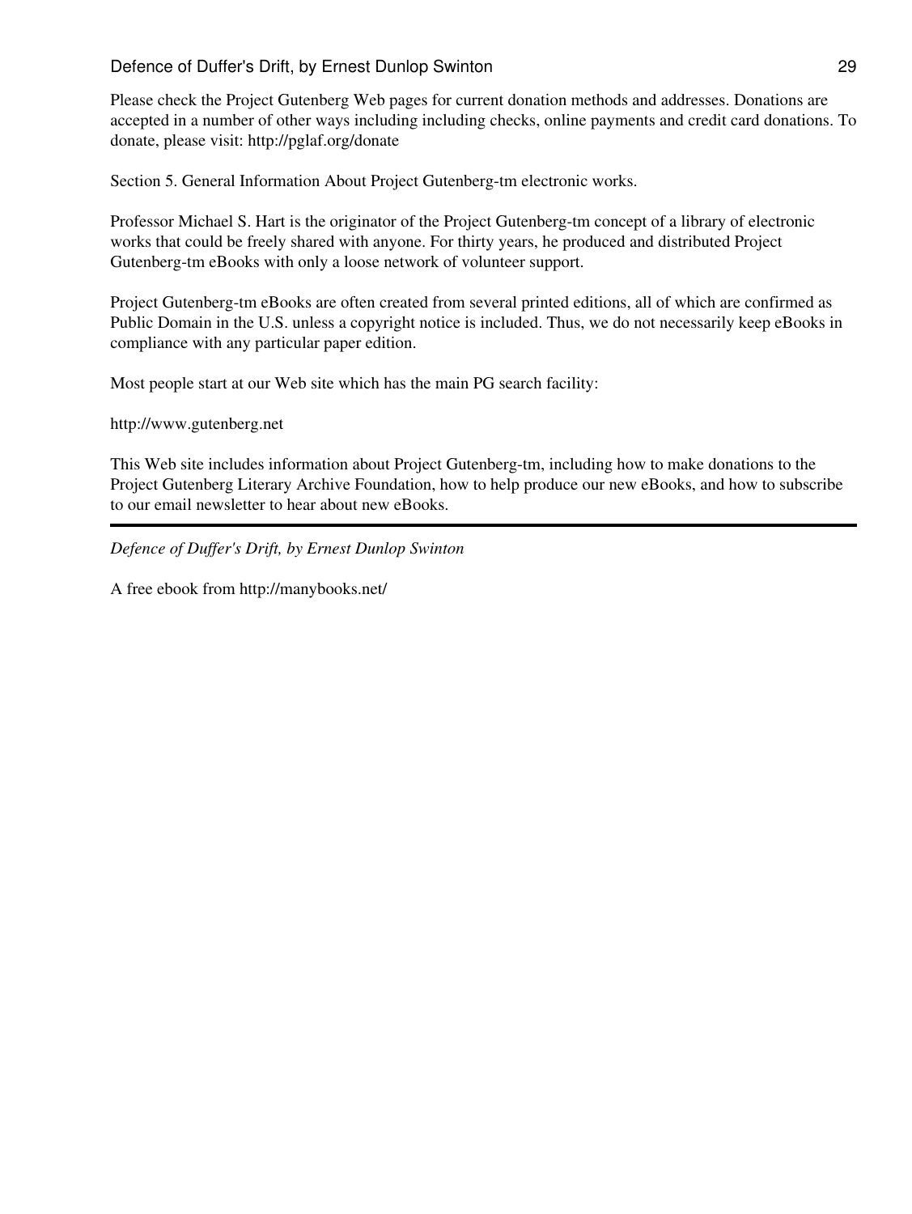Please check the Project Gutenberg Web pages for current donation methods and addresses. Donations are accepted in a number of other ways including including checks, online payments and credit card donations. To donate, please visit: http://pglaf.org/donate

Section 5. General Information About Project Gutenberg-tm electronic works.

Professor Michael S. Hart is the originator of the Project Gutenberg-tm concept of a library of electronic works that could be freely shared with anyone. For thirty years, he produced and distributed Project Gutenberg-tm eBooks with only a loose network of volunteer support.

Project Gutenberg-tm eBooks are often created from several printed editions, all of which are confirmed as Public Domain in the U.S. unless a copyright notice is included. Thus, we do not necessarily keep eBooks in compliance with any particular paper edition.

Most people start at our Web site which has the main PG search facility:

http://www.gutenberg.net

This Web site includes information about Project Gutenberg-tm, including how to make donations to the Project Gutenberg Literary Archive Foundation, how to help produce our new eBooks, and how to subscribe to our email newsletter to hear about new eBooks.

---

*Defence of Duffer's Drift, by Ernest Dunlop Swinton*

A free ebook from http://manybooks.net/